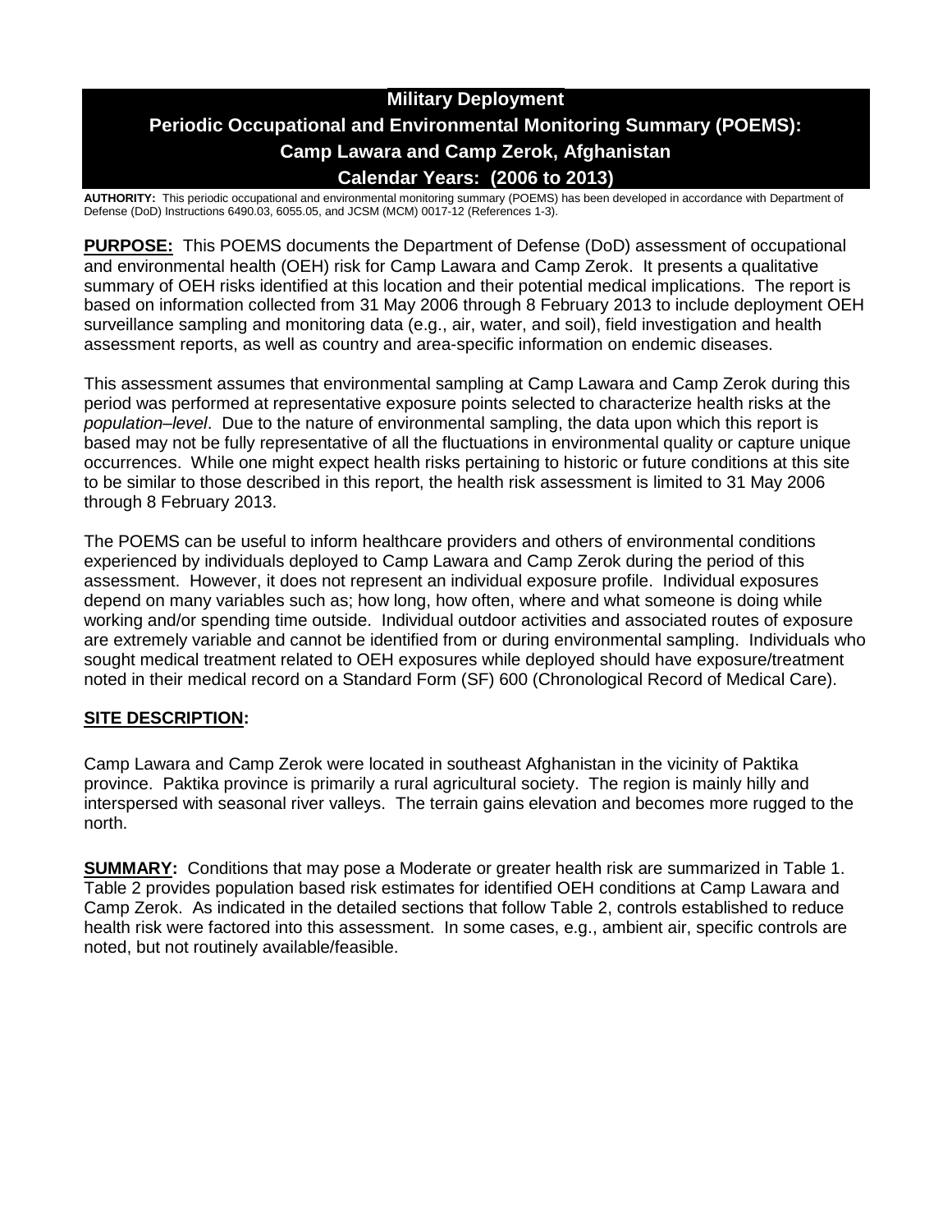# Military Deployment
# Periodic Occupational and Environmental Monitoring Summary (POEMS): Camp Lawara and Camp Zerok, Afghanistan
# Calendar Years: (2006 to 2013)

**AUTHORITY:** This periodic occupational and environmental monitoring summary (POEMS) has been developed in accordance with Department of Defense (DoD) Instructions 6490.03, 6055.05, and JCSM (MCM) 0017-12 (References 1-3).

**PURPOSE:** This POEMS documents the Department of Defense (DoD) assessment of occupational and environmental health (OEH) risk for Camp Lawara and Camp Zerok. It presents a qualitative summary of OEH risks identified at this location and their potential medical implications. The report is based on information collected from 31 May 2006 through 8 February 2013 to include deployment OEH surveillance sampling and monitoring data (e.g., air, water, and soil), field investigation and health assessment reports, as well as country and area-specific information on endemic diseases.

This assessment assumes that environmental sampling at Camp Lawara and Camp Zerok during this period was performed at representative exposure points selected to characterize health risks at the *population–level*. Due to the nature of environmental sampling, the data upon which this report is based may not be fully representative of all the fluctuations in environmental quality or capture unique occurrences. While one might expect health risks pertaining to historic or future conditions at this site to be similar to those described in this report, the health risk assessment is limited to 31 May 2006 through 8 February 2013.

The POEMS can be useful to inform healthcare providers and others of environmental conditions experienced by individuals deployed to Camp Lawara and Camp Zerok during the period of this assessment. However, it does not represent an individual exposure profile. Individual exposures depend on many variables such as; how long, how often, where and what someone is doing while working and/or spending time outside. Individual outdoor activities and associated routes of exposure are extremely variable and cannot be identified from or during environmental sampling. Individuals who sought medical treatment related to OEH exposures while deployed should have exposure/treatment noted in their medical record on a Standard Form (SF) 600 (Chronological Record of Medical Care).

## SITE DESCRIPTION:

Camp Lawara and Camp Zerok were located in southeast Afghanistan in the vicinity of Paktika province. Paktika province is primarily a rural agricultural society. The region is mainly hilly and interspersed with seasonal river valleys. The terrain gains elevation and becomes more rugged to the north.

**SUMMARY:** Conditions that may pose a Moderate or greater health risk are summarized in Table 1. Table 2 provides population based risk estimates for identified OEH conditions at Camp Lawara and Camp Zerok. As indicated in the detailed sections that follow Table 2, controls established to reduce health risk were factored into this assessment. In some cases, e.g., ambient air, specific controls are noted, but not routinely available/feasible.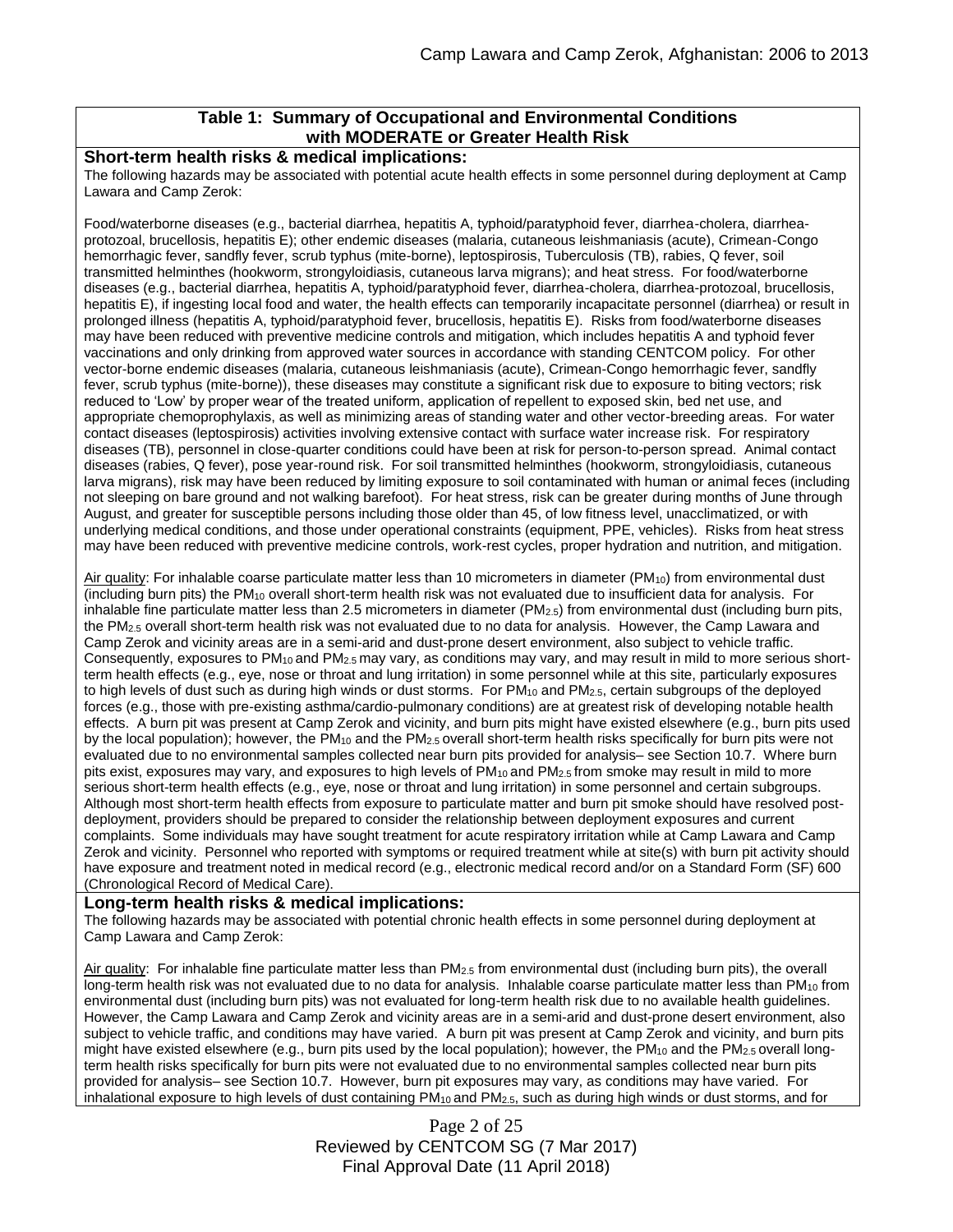### Table 1: Summary of Occupational and Environmental Conditions with MODERATE or Greater Health Risk

**Short-term health risks & medical implications:**

The following hazards may be associated with potential acute health effects in some personnel during deployment at Camp Lawara and Camp Zerok:

Food/waterborne diseases (e.g., bacterial diarrhea, hepatitis A, typhoid/paratyphoid fever, diarrhea-cholera, diarrhea-protozoal, brucellosis, hepatitis E); other endemic diseases (malaria, cutaneous leishmaniasis (acute), Crimean-Congo hemorrhagic fever, sandfly fever, scrub typhus (mite-borne), leptospirosis, Tuberculosis (TB), rabies, Q fever, soil transmitted helminthes (hookworm, strongyloidiasis, cutaneous larva migrans); and heat stress. For food/waterborne diseases (e.g., bacterial diarrhea, hepatitis A, typhoid/paratyphoid fever, diarrhea-cholera, diarrhea-protozoal, brucellosis, hepatitis E), if ingesting local food and water, the health effects can temporarily incapacitate personnel (diarrhea) or result in prolonged illness (hepatitis A, typhoid/paratyphoid fever, brucellosis, hepatitis E). Risks from food/waterborne diseases may have been reduced with preventive medicine controls and mitigation, which includes hepatitis A and typhoid fever vaccinations and only drinking from approved water sources in accordance with standing CENTCOM policy. For other vector-borne endemic diseases (malaria, cutaneous leishmaniasis (acute), Crimean-Congo hemorrhagic fever, sandfly fever, scrub typhus (mite-borne)), these diseases may constitute a significant risk due to exposure to biting vectors; risk reduced to 'Low' by proper wear of the treated uniform, application of repellent to exposed skin, bed net use, and appropriate chemoprophylaxis, as well as minimizing areas of standing water and other vector-breeding areas. For water contact diseases (leptospirosis) activities involving extensive contact with surface water increase risk. For respiratory diseases (TB), personnel in close-quarter conditions could have been at risk for person-to-person spread. Animal contact diseases (rabies, Q fever), pose year-round risk. For soil transmitted helminthes (hookworm, strongyloidiasis, cutaneous larva migrans), risk may have been reduced by limiting exposure to soil contaminated with human or animal feces (including not sleeping on bare ground and not walking barefoot). For heat stress, risk can be greater during months of June through August, and greater for susceptible persons including those older than 45, of low fitness level, unacclimatized, or with underlying medical conditions, and those under operational constraints (equipment, PPE, vehicles). Risks from heat stress may have been reduced with preventive medicine controls, work-rest cycles, proper hydration and nutrition, and mitigation.

Air quality: For inhalable coarse particulate matter less than 10 micrometers in diameter ($PM_{10}$) from environmental dust (including burn pits) the $PM_{10}$ overall short-term health risk was not evaluated due to insufficient data for analysis. For inhalable fine particulate matter less than 2.5 micrometers in diameter ($PM_{2.5}$) from environmental dust (including burn pits, the $PM_{2.5}$ overall short-term health risk was not evaluated due to no data for analysis. However, the Camp Lawara and Camp Zerok and vicinity areas are in a semi-arid and dust-prone desert environment, also subject to vehicle traffic. Consequently, exposures to $PM_{10}$ and $PM_{2.5}$ may vary, as conditions may vary, and may result in mild to more serious short-term health effects (e.g., eye, nose or throat and lung irritation) in some personnel while at this site, particularly exposures to high levels of dust such as during high winds or dust storms. For $PM_{10}$ and $PM_{2.5}$, certain subgroups of the deployed forces (e.g., those with pre-existing asthma/cardio-pulmonary conditions) are at greatest risk of developing notable health effects. A burn pit was present at Camp Zerok and vicinity, and burn pits might have existed elsewhere (e.g., burn pits used by the local population); however, the $PM_{10}$ and the $PM_{2.5}$ overall short-term health risks specifically for burn pits were not evaluated due to no environmental samples collected near burn pits provided for analysis– see Section 10.7. Where burn pits exist, exposures may vary, and exposures to high levels of $PM_{10}$ and $PM_{2.5}$ from smoke may result in mild to more serious short-term health effects (e.g., eye, nose or throat and lung irritation) in some personnel and certain subgroups. Although most short-term health effects from exposure to particulate matter and burn pit smoke should have resolved post-deployment, providers should be prepared to consider the relationship between deployment exposures and current complaints. Some individuals may have sought treatment for acute respiratory irritation while at Camp Lawara and Camp Zerok and vicinity. Personnel who reported with symptoms or required treatment while at site(s) with burn pit activity should have exposure and treatment noted in medical record (e.g., electronic medical record and/or on a Standard Form (SF) 600 (Chronological Record of Medical Care).

**Long-term health risks & medical implications:**

The following hazards may be associated with potential chronic health effects in some personnel during deployment at Camp Lawara and Camp Zerok:

Air quality: For inhalable fine particulate matter less than $PM_{2.5}$ from environmental dust (including burn pits), the overall long-term health risk was not evaluated due to no data for analysis. Inhalable coarse particulate matter less than $PM_{10}$ from environmental dust (including burn pits) was not evaluated for long-term health risk due to no available health guidelines. However, the Camp Lawara and Camp Zerok and vicinity areas are in a semi-arid and dust-prone desert environment, also subject to vehicle traffic, and conditions may have varied. A burn pit was present at Camp Zerok and vicinity, and burn pits might have existed elsewhere (e.g., burn pits used by the local population); however, the $PM_{10}$ and the $PM_{2.5}$ overall long-term health risks specifically for burn pits were not evaluated due to no environmental samples collected near burn pits provided for analysis– see Section 10.7. However, burn pit exposures may vary, as conditions may have varied. For inhalational exposure to high levels of dust containing $PM_{10}$ and $PM_{2.5}$, such as during high winds or dust storms, and for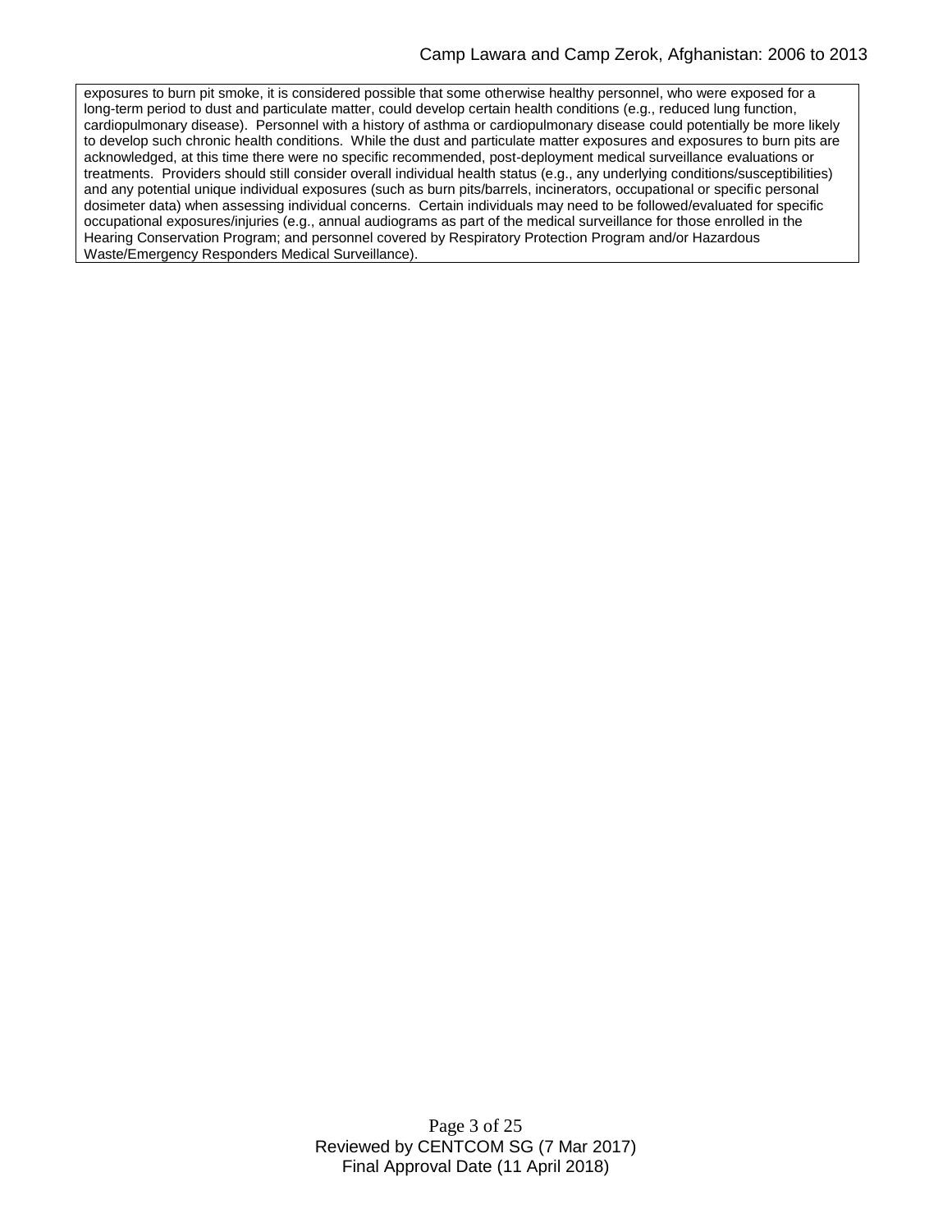exposures to burn pit smoke, it is considered possible that some otherwise healthy personnel, who were exposed for a long-term period to dust and particulate matter, could develop certain health conditions (e.g., reduced lung function, cardiopulmonary disease). Personnel with a history of asthma or cardiopulmonary disease could potentially be more likely to develop such chronic health conditions. While the dust and particulate matter exposures and exposures to burn pits are acknowledged, at this time there were no specific recommended, post-deployment medical surveillance evaluations or treatments. Providers should still consider overall individual health status (e.g., any underlying conditions/susceptibilities) and any potential unique individual exposures (such as burn pits/barrels, incinerators, occupational or specific personal dosimeter data) when assessing individual concerns. Certain individuals may need to be followed/evaluated for specific occupational exposures/injuries (e.g., annual audiograms as part of the medical surveillance for those enrolled in the Hearing Conservation Program; and personnel covered by Respiratory Protection Program and/or Hazardous Waste/Emergency Responders Medical Surveillance).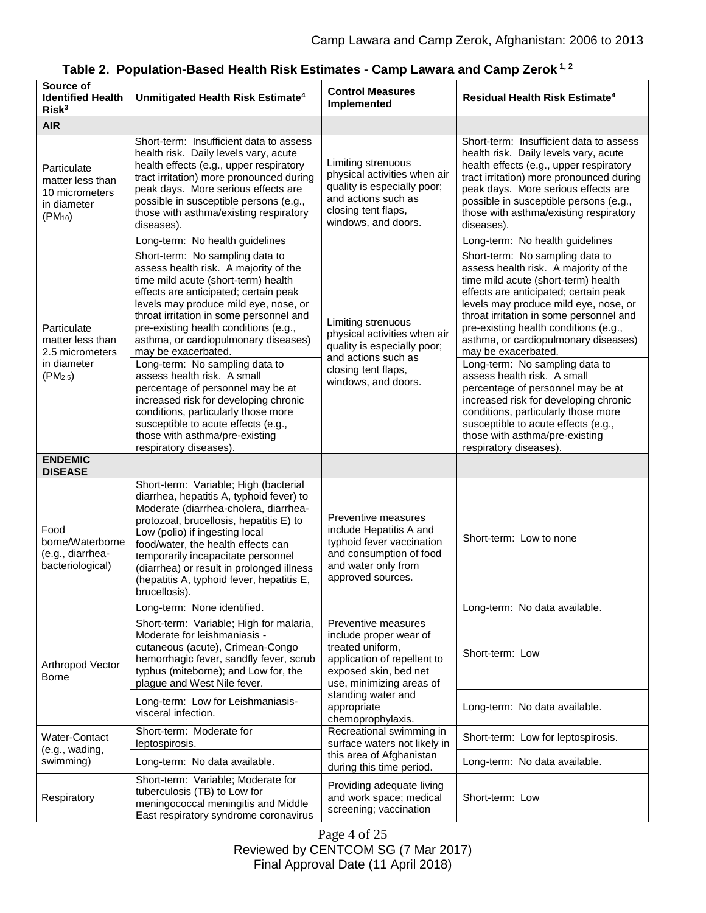**Table 2. Population-Based Health Risk Estimates - Camp Lawara and Camp Zerok [1, 2]**

| Source of Identified Health Risk[3] | Unmitigated Health Risk Estimate[4] | Control Measures Implemented | Residual Health Risk Estimate[4] |
|---|---|---|---|
| **AIR** | | | |
| Particulate matter less than 10 micrometers in diameter ($PM_{10}$) | Short-term: Insufficient data to assess health risk. Daily levels vary, acute health effects (e.g., upper respiratory tract irritation) more pronounced during peak days. More serious effects are possible in susceptible persons (e.g., those with asthma/existing respiratory diseases). | Limiting strenuous physical activities when air quality is especially poor; and actions such as closing tent flaps, windows, and doors. | Short-term: Insufficient data to assess health risk. Daily levels vary, acute health effects (e.g., upper respiratory tract irritation) more pronounced during peak days. More serious effects are possible in susceptible persons (e.g., those with asthma/existing respiratory diseases). |
| | Long-term: No health guidelines | | Long-term: No health guidelines |
| Particulate matter less than 2.5 micrometers in diameter ($PM_{2.5}$) | Short-term: No sampling data to assess health risk. A majority of the time mild acute (short-term) health effects are anticipated; certain peak levels may produce mild eye, nose, or throat irritation in some personnel and pre-existing health conditions (e.g., asthma, or cardiopulmonary diseases) may be exacerbated. | Limiting strenuous physical activities when air quality is especially poor; and actions such as closing tent flaps, windows, and doors. | Short-term: No sampling data to assess health risk. A majority of the time mild acute (short-term) health effects are anticipated; certain peak levels may produce mild eye, nose, or throat irritation in some personnel and pre-existing health conditions (e.g., asthma, or cardiopulmonary diseases) may be exacerbated. |
| | Long-term: No sampling data to assess health risk. A small percentage of personnel may be at increased risk for developing chronic conditions, particularly those more susceptible to acute effects (e.g., those with asthma/pre-existing respiratory diseases). | | Long-term: No sampling data to assess health risk. A small percentage of personnel may be at increased risk for developing chronic conditions, particularly those more susceptible to acute effects (e.g., those with asthma/pre-existing respiratory diseases). |
| **ENDEMIC DISEASE** | | | |
| Food borne/Waterborne (e.g., diarrhea-bacteriological) | Short-term: Variable; High (bacterial diarrhea, hepatitis A, typhoid fever) to Moderate (diarrhea-cholera, diarrhea-protozoal, brucellosis, hepatitis E) to Low (polio) if ingesting local food/water, the health effects can temporarily incapacitate personnel (diarrhea) or result in prolonged illness (hepatitis A, typhoid fever, hepatitis E, brucellosis). | Preventive measures include Hepatitis A and typhoid fever vaccination and consumption of food and water only from approved sources. | Short-term: Low to none |
| | Long-term: None identified. | | Long-term: No data available. |
| Arthropod Vector Borne | Short-term: Variable; High for malaria, Moderate for leishmaniasis - cutaneous (acute), Crimean-Congo hemorrhagic fever, sandfly fever, scrub typhus (miteborne); and Low for, the plague and West Nile fever. | Preventive measures include proper wear of treated uniform, application of repellent to exposed skin, bed net use, minimizing areas of standing water and appropriate chemoprophylaxis. | Short-term: Low |
| | Long-term: Low for Leishmaniasis-visceral infection. | | Long-term: No data available. |
| Water-Contact (e.g., wading, swimming) | Short-term: Moderate for leptospirosis. | Recreational swimming in surface waters not likely in this area of Afghanistan during this time period. | Short-term: Low for leptospirosis. |
| | Long-term: No data available. | | Long-term: No data available. |
| Respiratory | Short-term: Variable; Moderate for tuberculosis (TB) to Low for meningococcal meningitis and Middle East respiratory syndrome coronavirus | Providing adequate living and work space; medical screening; vaccination | Short-term: Low |

Reviewed by CENTCOM SG (7 Mar 2017)
Final Approval Date (11 April 2018)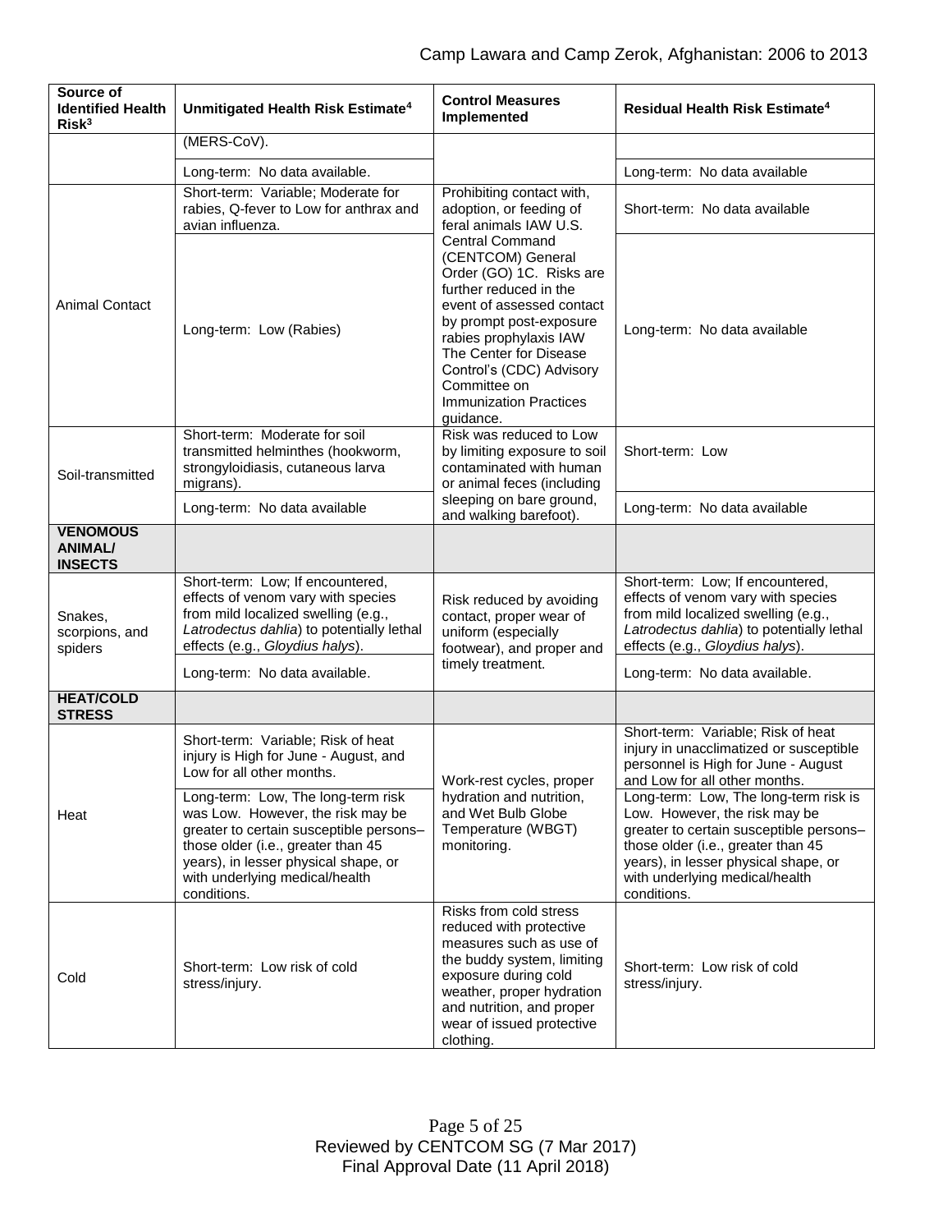| Source of Identified Health Risk[3] | Unmitigated Health Risk Estimate[4] | Control Measures Implemented | Residual Health Risk Estimate[4] |
|---|---|---|---|
| | (MERS-CoV). | | |
| | Long-term: No data available. | | Long-term: No data available |
| Animal Contact | Short-term: Variable; Moderate for rabies, Q-fever to Low for anthrax and avian influenza. | Prohibiting contact with, adoption, or feeding of feral animals IAW U.S. Central Command (CENTCOM) General Order (GO) 1C. Risks are further reduced in the event of assessed contact by prompt post-exposure rabies prophylaxis IAW The Center for Disease Control's (CDC) Advisory Committee on Immunization Practices guidance. | Short-term: No data available |
| | Long-term: Low (Rabies) | | Long-term: No data available |
| Soil-transmitted | Short-term: Moderate for soil transmitted helminthes (hookworm, strongyloidiasis, cutaneous larva migrans). | Risk was reduced to Low by limiting exposure to soil contaminated with human or animal feces (including sleeping on bare ground, and walking barefoot). | Short-term: Low |
| | Long-term: No data available | | Long-term: No data available |
| **VENOMOUS ANIMAL/ INSECTS** | | | |
| Snakes, scorpions, and spiders | Short-term: Low; If encountered, effects of venom vary with species from mild localized swelling (e.g., *Latrodectus dahlia*) to potentially lethal effects (e.g., *Gloydius halys*). | Risk reduced by avoiding contact, proper wear of uniform (especially footwear), and proper and timely treatment. | Short-term: Low; If encountered, effects of venom vary with species from mild localized swelling (e.g., *Latrodectus dahlia*) to potentially lethal effects (e.g., *Gloydius halys*). |
| | Long-term: No data available. | | Long-term: No data available. |
| **HEAT/COLD STRESS** | | | |
| Heat | Short-term: Variable; Risk of heat injury is High for June - August, and Low for all other months. | Work-rest cycles, proper hydration and nutrition, and Wet Bulb Globe Temperature (WBGT) monitoring. | Short-term: Variable; Risk of heat injury in unacclimatized or susceptible personnel is High for June - August and Low for all other months. |
| | Long-term: Low, The long-term risk was Low. However, the risk may be greater to certain susceptible persons–those older (i.e., greater than 45 years), in lesser physical shape, or with underlying medical/health conditions. | | Long-term: Low, The long-term risk is Low. However, the risk may be greater to certain susceptible persons–those older (i.e., greater than 45 years), in lesser physical shape, or with underlying medical/health conditions. |
| Cold | Short-term: Low risk of cold stress/injury. | Risks from cold stress reduced with protective measures such as use of the buddy system, limiting exposure during cold weather, proper hydration and nutrition, and proper wear of issued protective clothing. | Short-term: Low risk of cold stress/injury. |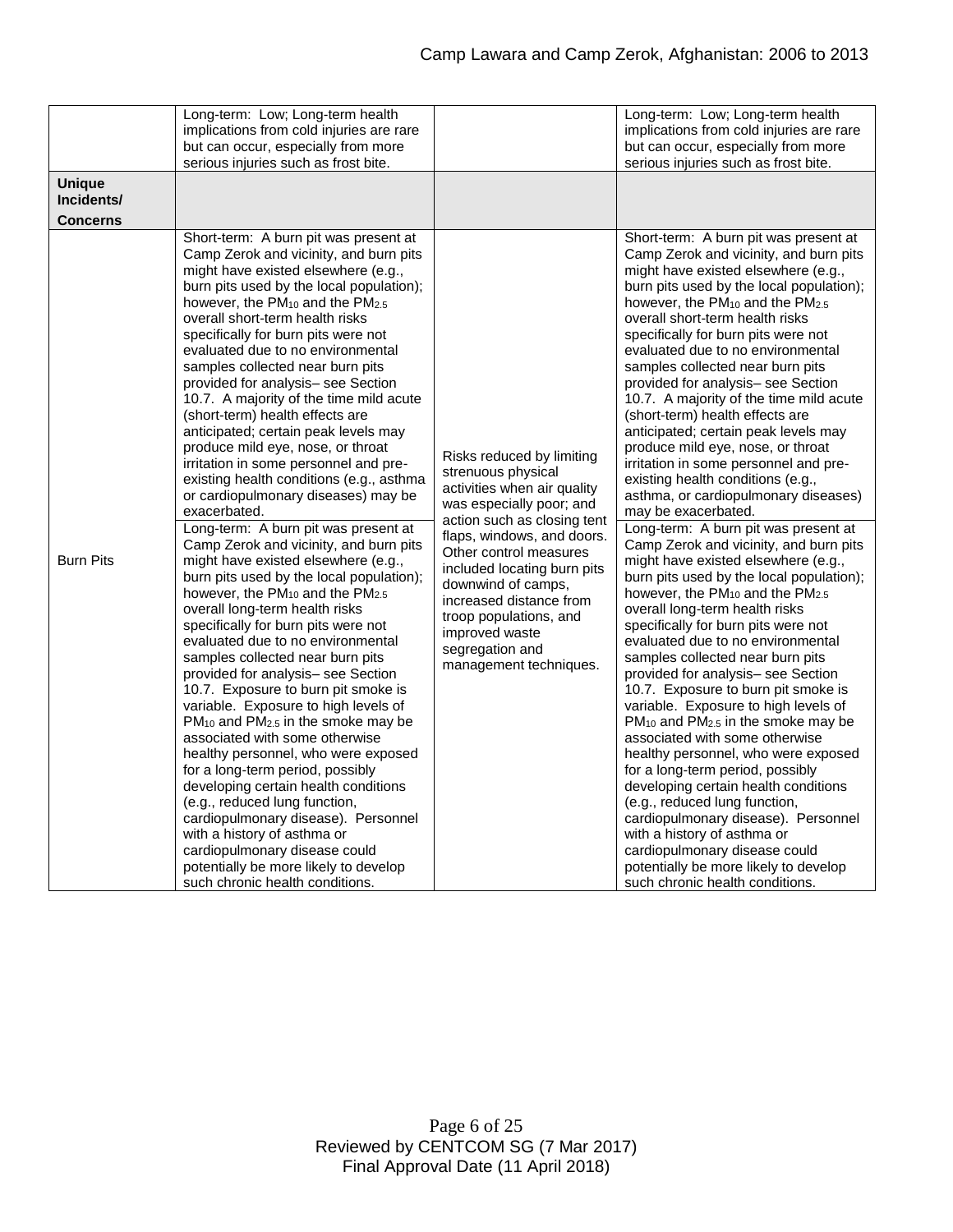| | | | |
|---|---|---|---|
| | Long-term: Low; Long-term health implications from cold injuries are rare but can occur, especially from more serious injuries such as frost bite. | | Long-term: Low; Long-term health implications from cold injuries are rare but can occur, especially from more serious injuries such as frost bite. |
| **Unique Incidents/ Concerns** | | | |
| Burn Pits | Short-term: A burn pit was present at Camp Zerok and vicinity, and burn pits might have existed elsewhere (e.g., burn pits used by the local population); however, the $PM_{10}$ and the $PM_{2.5}$ overall short-term health risks specifically for burn pits were not evaluated due to no environmental samples collected near burn pits provided for analysis– see Section 10.7. A majority of the time mild acute (short-term) health effects are anticipated; certain peak levels may produce mild eye, nose, or throat irritation in some personnel and pre-existing health conditions (e.g., asthma or cardiopulmonary diseases) may be exacerbated. | Risks reduced by limiting strenuous physical activities when air quality was especially poor; and action such as closing tent flaps, windows, and doors. Other control measures included locating burn pits downwind of camps, increased distance from troop populations, and improved waste segregation and management techniques. | Short-term: A burn pit was present at Camp Zerok and vicinity, and burn pits might have existed elsewhere (e.g., burn pits used by the local population); however, the $PM_{10}$ and the $PM_{2.5}$ overall short-term health risks specifically for burn pits were not evaluated due to no environmental samples collected near burn pits provided for analysis– see Section 10.7. A majority of the time mild acute (short-term) health effects are anticipated; certain peak levels may produce mild eye, nose, or throat irritation in some personnel and pre-existing health conditions (e.g., asthma, or cardiopulmonary diseases) may be exacerbated. |
| | Long-term: A burn pit was present at Camp Zerok and vicinity, and burn pits might have existed elsewhere (e.g., burn pits used by the local population); however, the $PM_{10}$ and the $PM_{2.5}$ overall long-term health risks specifically for burn pits were not evaluated due to no environmental samples collected near burn pits provided for analysis– see Section 10.7. Exposure to burn pit smoke is variable. Exposure to high levels of $PM_{10}$ and $PM_{2.5}$ in the smoke may be associated with some otherwise healthy personnel, who were exposed for a long-term period, possibly developing certain health conditions (e.g., reduced lung function, cardiopulmonary disease). Personnel with a history of asthma or cardiopulmonary disease could potentially be more likely to develop such chronic health conditions. | | Long-term: A burn pit was present at Camp Zerok and vicinity, and burn pits might have existed elsewhere (e.g., burn pits used by the local population); however, the $PM_{10}$ and the $PM_{2.5}$ overall long-term health risks specifically for burn pits were not evaluated due to no environmental samples collected near burn pits provided for analysis– see Section 10.7. Exposure to burn pit smoke is variable. Exposure to high levels of $PM_{10}$ and $PM_{2.5}$ in the smoke may be associated with some otherwise healthy personnel, who were exposed for a long-term period, possibly developing certain health conditions (e.g., reduced lung function, cardiopulmonary disease). Personnel with a history of asthma or cardiopulmonary disease could potentially be more likely to develop such chronic health conditions. |

Reviewed by CENTCOM SG (7 Mar 2017)
Final Approval Date (11 April 2018)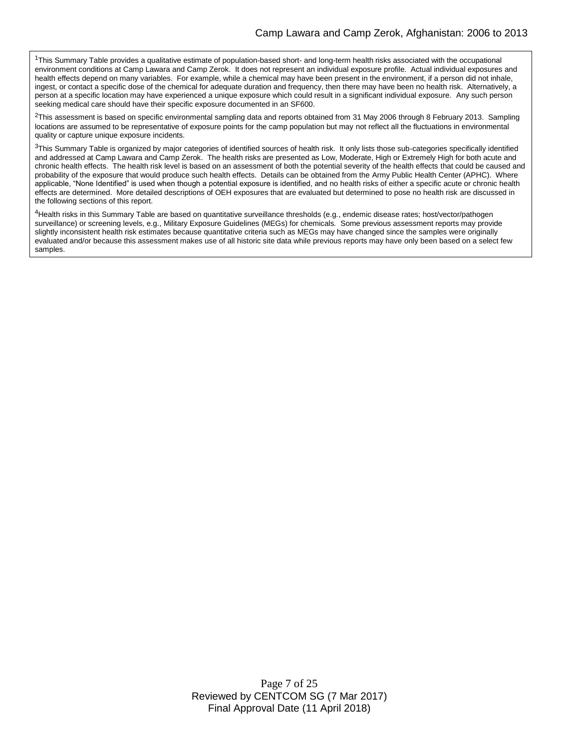[1]This Summary Table provides a qualitative estimate of population-based short- and long-term health risks associated with the occupational environment conditions at Camp Lawara and Camp Zerok. It does not represent an individual exposure profile. Actual individual exposures and health effects depend on many variables. For example, while a chemical may have been present in the environment, if a person did not inhale, ingest, or contact a specific dose of the chemical for adequate duration and frequency, then there may have been no health risk. Alternatively, a person at a specific location may have experienced a unique exposure which could result in a significant individual exposure. Any such person seeking medical care should have their specific exposure documented in an SF600.

[2]This assessment is based on specific environmental sampling data and reports obtained from 31 May 2006 through 8 February 2013. Sampling locations are assumed to be representative of exposure points for the camp population but may not reflect all the fluctuations in environmental quality or capture unique exposure incidents.

[3]This Summary Table is organized by major categories of identified sources of health risk. It only lists those sub-categories specifically identified and addressed at Camp Lawara and Camp Zerok. The health risks are presented as Low, Moderate, High or Extremely High for both acute and chronic health effects. The health risk level is based on an assessment of both the potential severity of the health effects that could be caused and probability of the exposure that would produce such health effects. Details can be obtained from the Army Public Health Center (APHC). Where applicable, "None Identified" is used when though a potential exposure is identified, and no health risks of either a specific acute or chronic health effects are determined. More detailed descriptions of OEH exposures that are evaluated but determined to pose no health risk are discussed in the following sections of this report.

[4]Health risks in this Summary Table are based on quantitative surveillance thresholds (e.g., endemic disease rates; host/vector/pathogen surveillance) or screening levels, e.g., Military Exposure Guidelines (MEGs) for chemicals. Some previous assessment reports may provide slightly inconsistent health risk estimates because quantitative criteria such as MEGs may have changed since the samples were originally evaluated and/or because this assessment makes use of all historic site data while previous reports may have only been based on a select few samples.

Reviewed by CENTCOM SG (7 Mar 2017)
Final Approval Date (11 April 2018)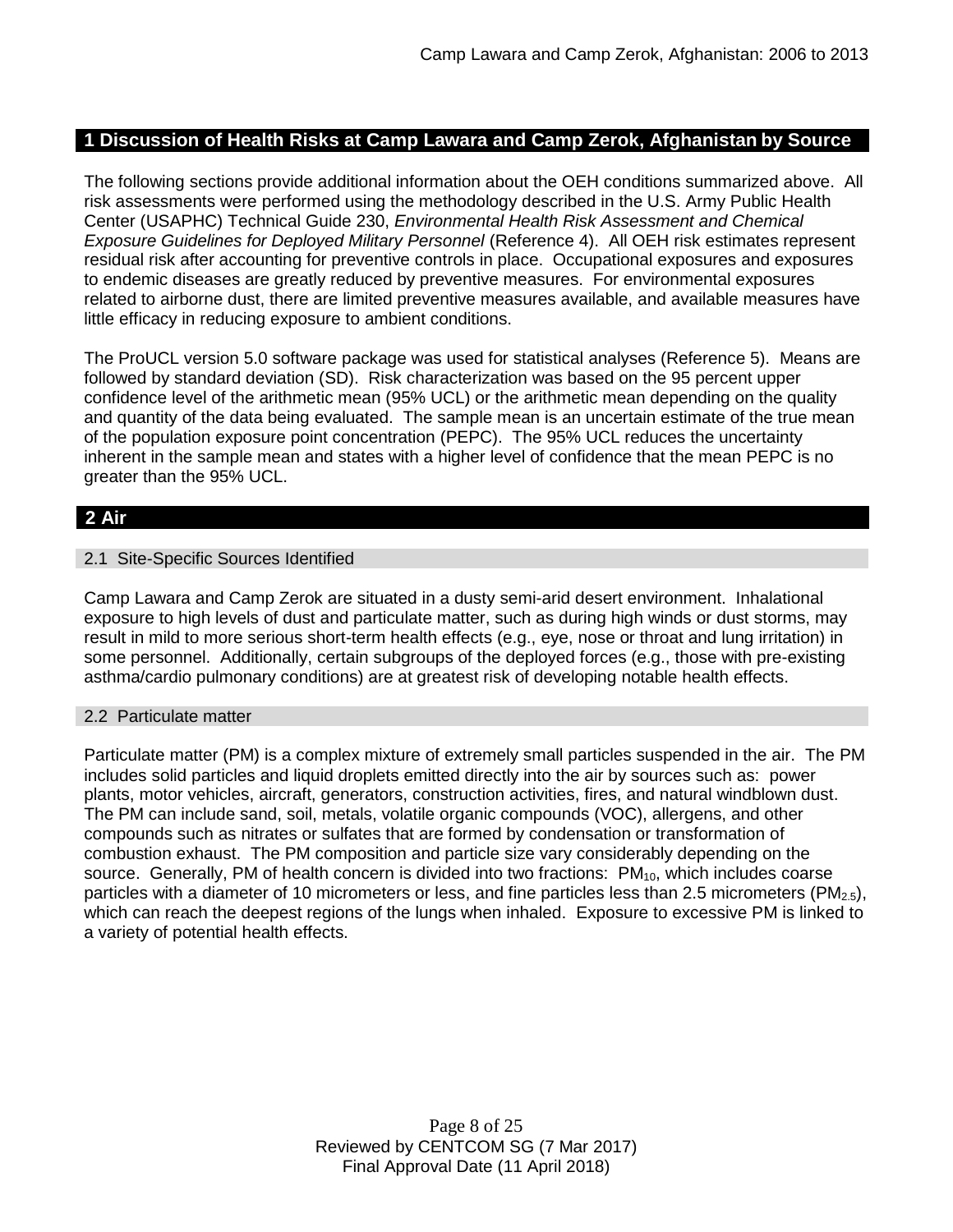## 1 Discussion of Health Risks at Camp Lawara and Camp Zerok, Afghanistan by Source

The following sections provide additional information about the OEH conditions summarized above. All risk assessments were performed using the methodology described in the U.S. Army Public Health Center (USAPHC) Technical Guide 230, *Environmental Health Risk Assessment and Chemical Exposure Guidelines for Deployed Military Personnel* (Reference 4). All OEH risk estimates represent residual risk after accounting for preventive controls in place. Occupational exposures and exposures to endemic diseases are greatly reduced by preventive measures. For environmental exposures related to airborne dust, there are limited preventive measures available, and available measures have little efficacy in reducing exposure to ambient conditions.

The ProUCL version 5.0 software package was used for statistical analyses (Reference 5). Means are followed by standard deviation (SD). Risk characterization was based on the 95 percent upper confidence level of the arithmetic mean (95% UCL) or the arithmetic mean depending on the quality and quantity of the data being evaluated. The sample mean is an uncertain estimate of the true mean of the population exposure point concentration (PEPC). The 95% UCL reduces the uncertainty inherent in the sample mean and states with a higher level of confidence that the mean PEPC is no greater than the 95% UCL.

## 2 Air

### 2.1 Site-Specific Sources Identified

Camp Lawara and Camp Zerok are situated in a dusty semi-arid desert environment. Inhalational exposure to high levels of dust and particulate matter, such as during high winds or dust storms, may result in mild to more serious short-term health effects (e.g., eye, nose or throat and lung irritation) in some personnel. Additionally, certain subgroups of the deployed forces (e.g., those with pre-existing asthma/cardio pulmonary conditions) are at greatest risk of developing notable health effects.

### 2.2 Particulate matter

Particulate matter (PM) is a complex mixture of extremely small particles suspended in the air. The PM includes solid particles and liquid droplets emitted directly into the air by sources such as: power plants, motor vehicles, aircraft, generators, construction activities, fires, and natural windblown dust. The PM can include sand, soil, metals, volatile organic compounds (VOC), allergens, and other compounds such as nitrates or sulfates that are formed by condensation or transformation of combustion exhaust. The PM composition and particle size vary considerably depending on the source. Generally, PM of health concern is divided into two fractions: $PM_{10}$, which includes coarse particles with a diameter of 10 micrometers or less, and fine particles less than 2.5 micrometers ($PM_{2.5}$), which can reach the deepest regions of the lungs when inhaled. Exposure to excessive PM is linked to a variety of potential health effects.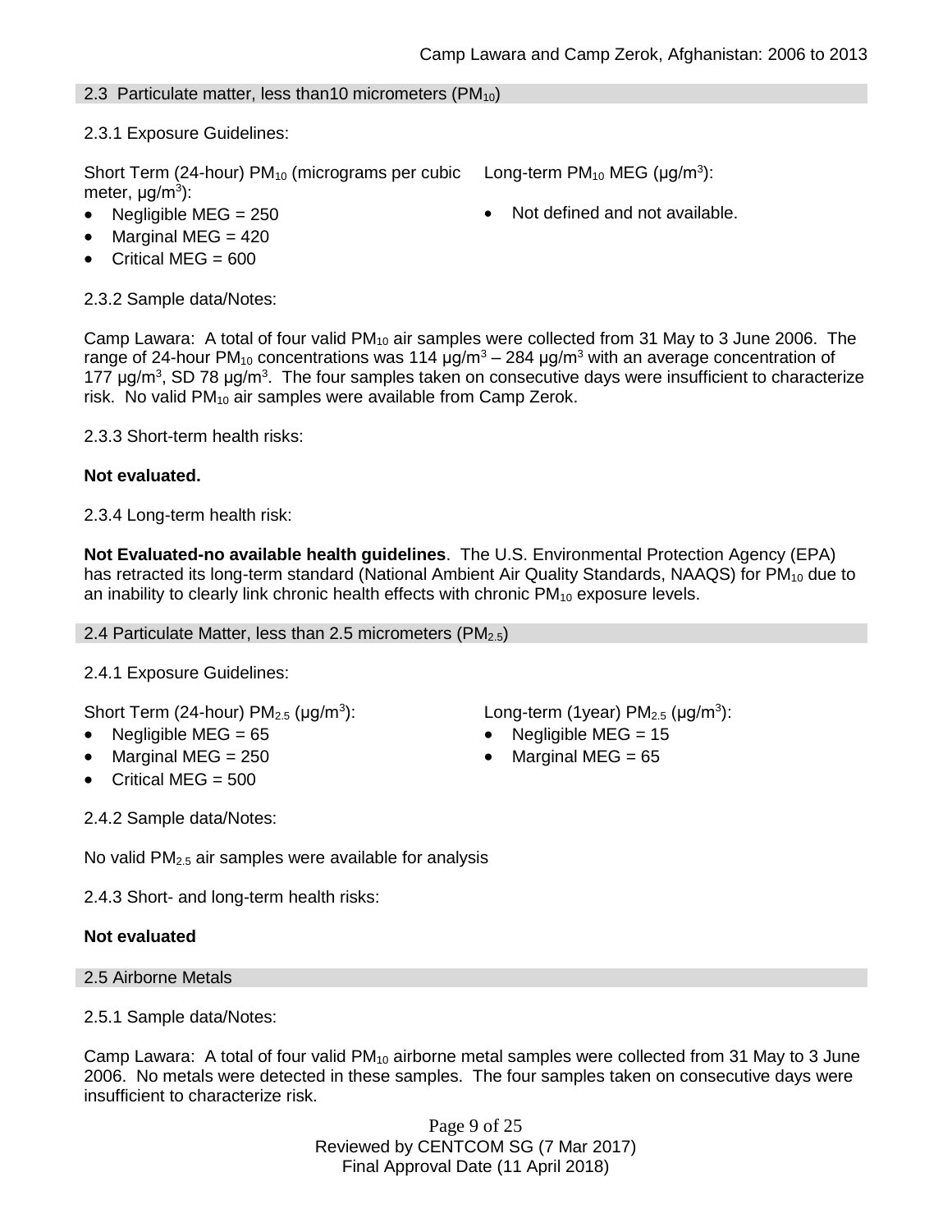## 2.3 Particulate matter, less than10 micrometers ($PM_{10}$)

2.3.1 Exposure Guidelines:

Short Term (24-hour) $PM_{10}$ (micrograms per cubic meter, $\mu g/m^3$):

- Negligible MEG = 250
- Marginal MEG = 420
- Critical MEG = 600

Long-term $PM_{10}$ MEG ($\mu g/m^3$):

- Not defined and not available.

2.3.2 Sample data/Notes:

Camp Lawara: A total of four valid $PM_{10}$ air samples were collected from 31 May to 3 June 2006. The range of 24-hour $PM_{10}$ concentrations was 114 $\mu g/m^3$ – 284 $\mu g/m^3$ with an average concentration of 177 $\mu g/m^3$, SD 78 $\mu g/m^3$. The four samples taken on consecutive days were insufficient to characterize risk. No valid $PM_{10}$ air samples were available from Camp Zerok.

2.3.3 Short-term health risks:

**Not evaluated.**

2.3.4 Long-term health risk:

**Not Evaluated-no available health guidelines**. The U.S. Environmental Protection Agency (EPA) has retracted its long-term standard (National Ambient Air Quality Standards, NAAQS) for $PM_{10}$ due to an inability to clearly link chronic health effects with chronic $PM_{10}$ exposure levels.

## 2.4 Particulate Matter, less than 2.5 micrometers ($PM_{2.5}$)

2.4.1 Exposure Guidelines:

Short Term (24-hour) $PM_{2.5}$ ($\mu g/m^3$):

- Negligible MEG = 65
- Marginal MEG = 250
- Critical MEG = 500

Long-term (1year) $PM_{2.5}$ ($\mu g/m^3$):

- Negligible MEG = 15
- Marginal MEG = 65

2.4.2 Sample data/Notes:

No valid $PM_{2.5}$ air samples were available for analysis

2.4.3 Short- and long-term health risks:

**Not evaluated**

## 2.5 Airborne Metals

2.5.1 Sample data/Notes:

Camp Lawara: A total of four valid $PM_{10}$ airborne metal samples were collected from 31 May to 3 June 2006. No metals were detected in these samples. The four samples taken on consecutive days were insufficient to characterize risk.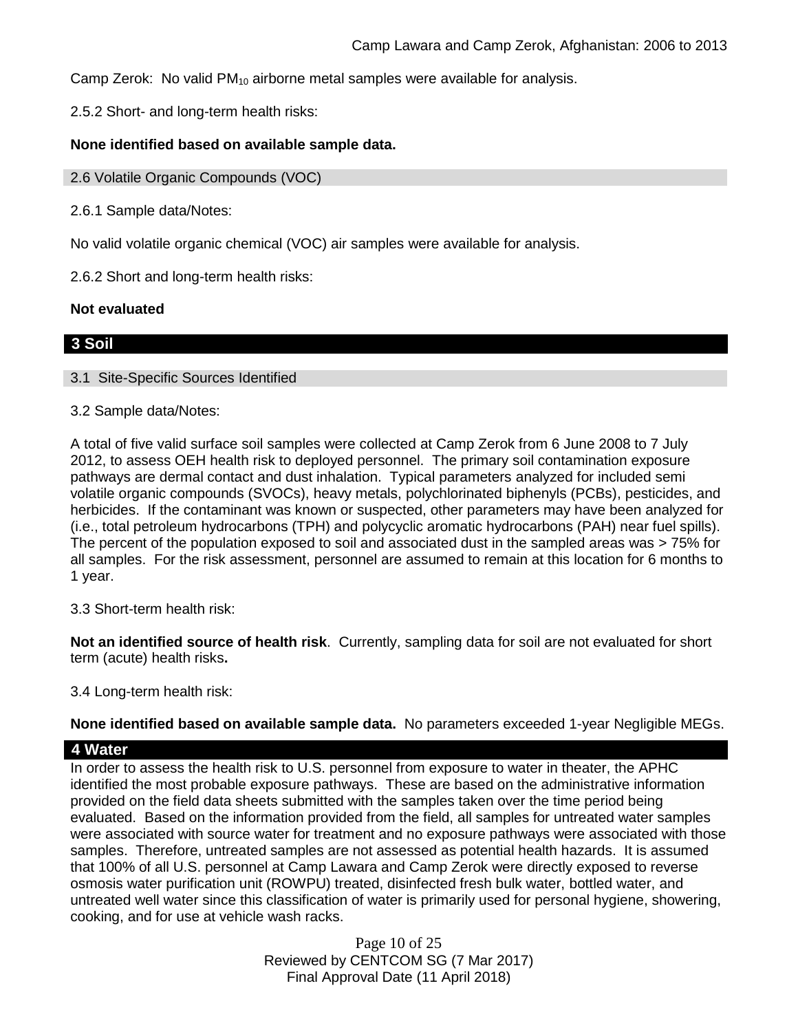Camp Zerok: No valid $PM_{10}$ airborne metal samples were available for analysis.

2.5.2 Short- and long-term health risks:

**None identified based on available sample data.**

### 2.6 Volatile Organic Compounds (VOC)

2.6.1 Sample data/Notes:

No valid volatile organic chemical (VOC) air samples were available for analysis.

2.6.2 Short and long-term health risks:

**Not evaluated**

## 3 Soil

### 3.1 Site-Specific Sources Identified

3.2 Sample data/Notes:

A total of five valid surface soil samples were collected at Camp Zerok from 6 June 2008 to 7 July 2012, to assess OEH health risk to deployed personnel. The primary soil contamination exposure pathways are dermal contact and dust inhalation. Typical parameters analyzed for included semi volatile organic compounds (SVOCs), heavy metals, polychlorinated biphenyls (PCBs), pesticides, and herbicides. If the contaminant was known or suspected, other parameters may have been analyzed for (i.e., total petroleum hydrocarbons (TPH) and polycyclic aromatic hydrocarbons (PAH) near fuel spills). The percent of the population exposed to soil and associated dust in the sampled areas was > 75% for all samples. For the risk assessment, personnel are assumed to remain at this location for 6 months to 1 year.

3.3 Short-term health risk:

**Not an identified source of health risk**. Currently, sampling data for soil are not evaluated for short term (acute) health risks**.**

3.4 Long-term health risk:

**None identified based on available sample data.** No parameters exceeded 1-year Negligible MEGs.

## 4 Water

In order to assess the health risk to U.S. personnel from exposure to water in theater, the APHC identified the most probable exposure pathways. These are based on the administrative information provided on the field data sheets submitted with the samples taken over the time period being evaluated. Based on the information provided from the field, all samples for untreated water samples were associated with source water for treatment and no exposure pathways were associated with those samples. Therefore, untreated samples are not assessed as potential health hazards. It is assumed that 100% of all U.S. personnel at Camp Lawara and Camp Zerok were directly exposed to reverse osmosis water purification unit (ROWPU) treated, disinfected fresh bulk water, bottled water, and untreated well water since this classification of water is primarily used for personal hygiene, showering, cooking, and for use at vehicle wash racks.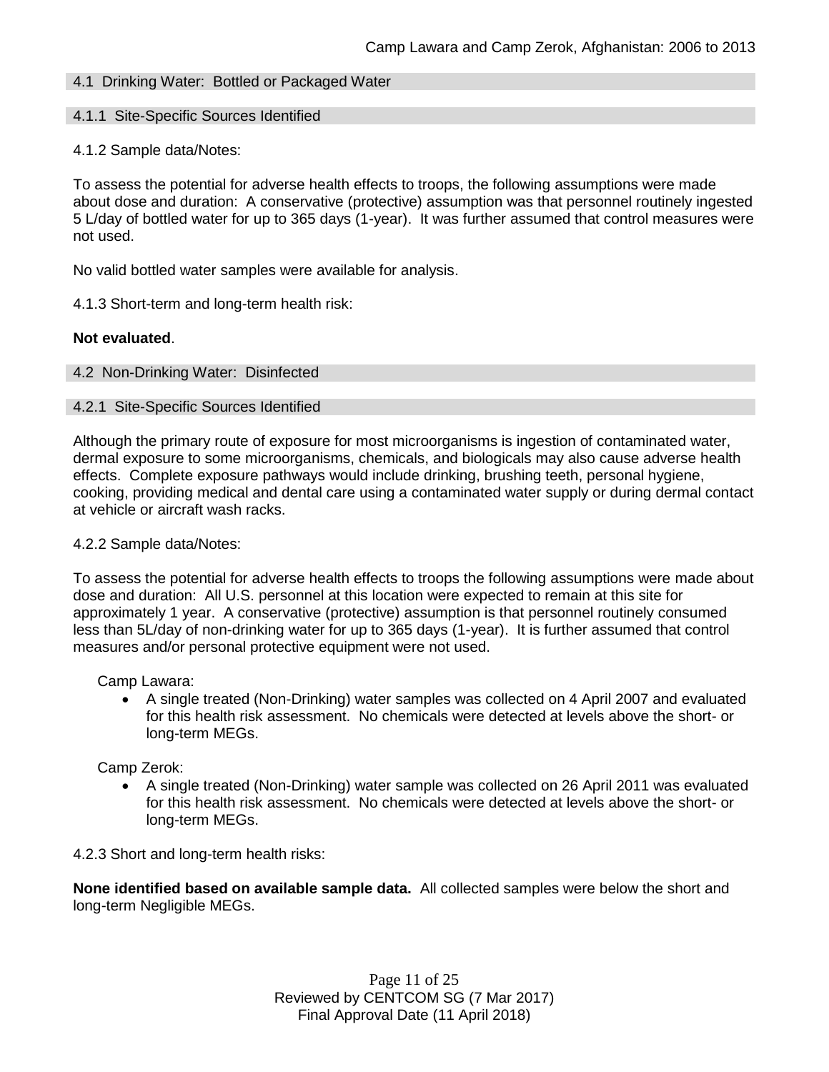### 4.1 Drinking Water: Bottled or Packaged Water

#### 4.1.1 Site-Specific Sources Identified

4.1.2 Sample data/Notes:

To assess the potential for adverse health effects to troops, the following assumptions were made about dose and duration: A conservative (protective) assumption was that personnel routinely ingested 5 L/day of bottled water for up to 365 days (1-year). It was further assumed that control measures were not used.

No valid bottled water samples were available for analysis.

4.1.3 Short-term and long-term health risk:

**Not evaluated**.

### 4.2 Non-Drinking Water: Disinfected

#### 4.2.1 Site-Specific Sources Identified

Although the primary route of exposure for most microorganisms is ingestion of contaminated water, dermal exposure to some microorganisms, chemicals, and biologicals may also cause adverse health effects. Complete exposure pathways would include drinking, brushing teeth, personal hygiene, cooking, providing medical and dental care using a contaminated water supply or during dermal contact at vehicle or aircraft wash racks.

4.2.2 Sample data/Notes:

To assess the potential for adverse health effects to troops the following assumptions were made about dose and duration: All U.S. personnel at this location were expected to remain at this site for approximately 1 year. A conservative (protective) assumption is that personnel routinely consumed less than 5L/day of non-drinking water for up to 365 days (1-year). It is further assumed that control measures and/or personal protective equipment were not used.

Camp Lawara:

- A single treated (Non-Drinking) water samples was collected on 4 April 2007 and evaluated for this health risk assessment. No chemicals were detected at levels above the short- or long-term MEGs.

Camp Zerok:

- A single treated (Non-Drinking) water sample was collected on 26 April 2011 was evaluated for this health risk assessment. No chemicals were detected at levels above the short- or long-term MEGs.

4.2.3 Short and long-term health risks:

**None identified based on available sample data.** All collected samples were below the short and long-term Negligible MEGs.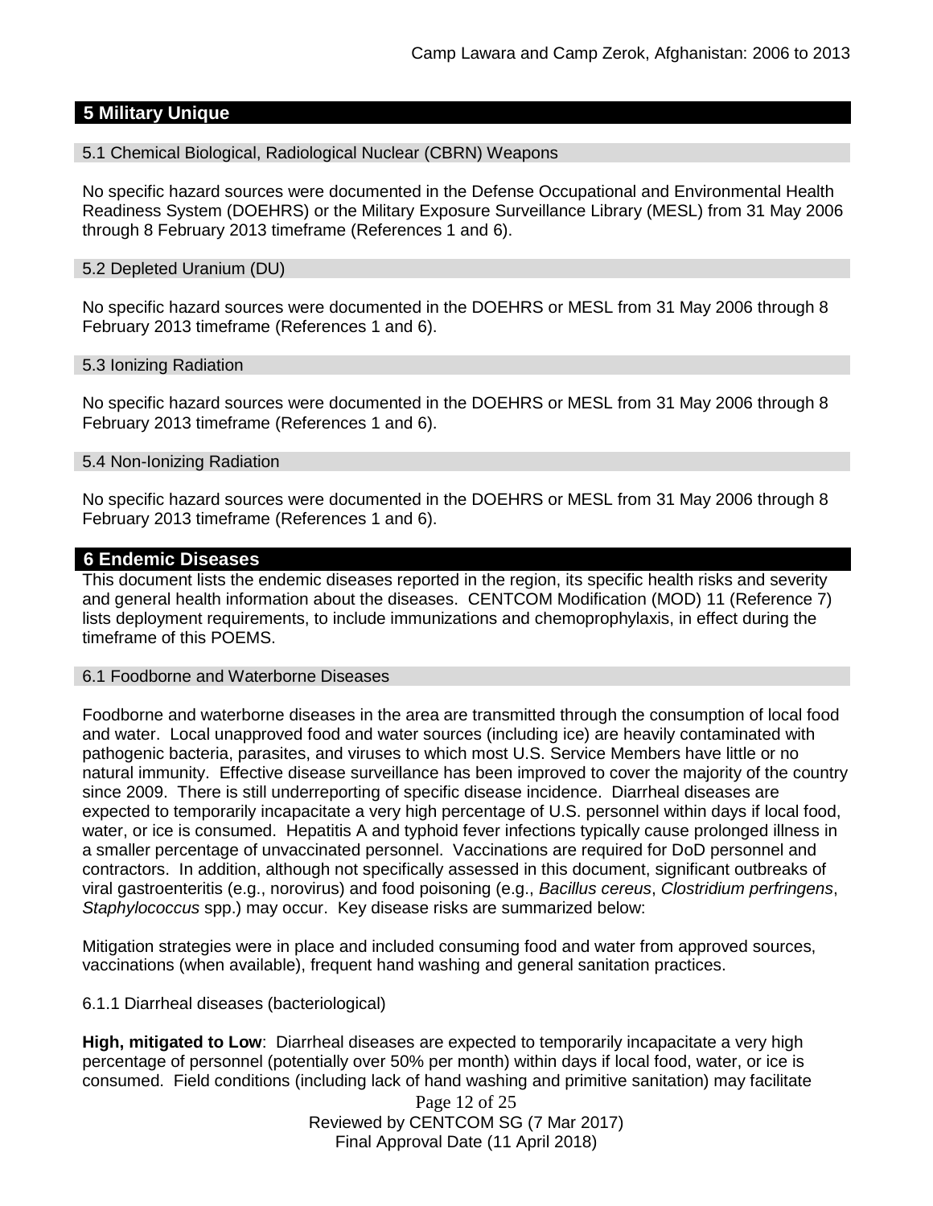## 5 Military Unique

### 5.1 Chemical Biological, Radiological Nuclear (CBRN) Weapons

No specific hazard sources were documented in the Defense Occupational and Environmental Health Readiness System (DOEHRS) or the Military Exposure Surveillance Library (MESL) from 31 May 2006 through 8 February 2013 timeframe (References 1 and 6).

### 5.2 Depleted Uranium (DU)

No specific hazard sources were documented in the DOEHRS or MESL from 31 May 2006 through 8 February 2013 timeframe (References 1 and 6).

### 5.3 Ionizing Radiation

No specific hazard sources were documented in the DOEHRS or MESL from 31 May 2006 through 8 February 2013 timeframe (References 1 and 6).

### 5.4 Non-Ionizing Radiation

No specific hazard sources were documented in the DOEHRS or MESL from 31 May 2006 through 8 February 2013 timeframe (References 1 and 6).

## 6 Endemic Diseases

This document lists the endemic diseases reported in the region, its specific health risks and severity and general health information about the diseases. CENTCOM Modification (MOD) 11 (Reference 7) lists deployment requirements, to include immunizations and chemoprophylaxis, in effect during the timeframe of this POEMS.

### 6.1 Foodborne and Waterborne Diseases

Foodborne and waterborne diseases in the area are transmitted through the consumption of local food and water. Local unapproved food and water sources (including ice) are heavily contaminated with pathogenic bacteria, parasites, and viruses to which most U.S. Service Members have little or no natural immunity. Effective disease surveillance has been improved to cover the majority of the country since 2009. There is still underreporting of specific disease incidence. Diarrheal diseases are expected to temporarily incapacitate a very high percentage of U.S. personnel within days if local food, water, or ice is consumed. Hepatitis A and typhoid fever infections typically cause prolonged illness in a smaller percentage of unvaccinated personnel. Vaccinations are required for DoD personnel and contractors. In addition, although not specifically assessed in this document, significant outbreaks of viral gastroenteritis (e.g., norovirus) and food poisoning (e.g., *Bacillus cereus*, *Clostridium perfringens*, *Staphylococcus* spp.) may occur. Key disease risks are summarized below:

Mitigation strategies were in place and included consuming food and water from approved sources, vaccinations (when available), frequent hand washing and general sanitation practices.

6.1.1 Diarrheal diseases (bacteriological)

**High, mitigated to Low**: Diarrheal diseases are expected to temporarily incapacitate a very high percentage of personnel (potentially over 50% per month) within days if local food, water, or ice is consumed. Field conditions (including lack of hand washing and primitive sanitation) may facilitate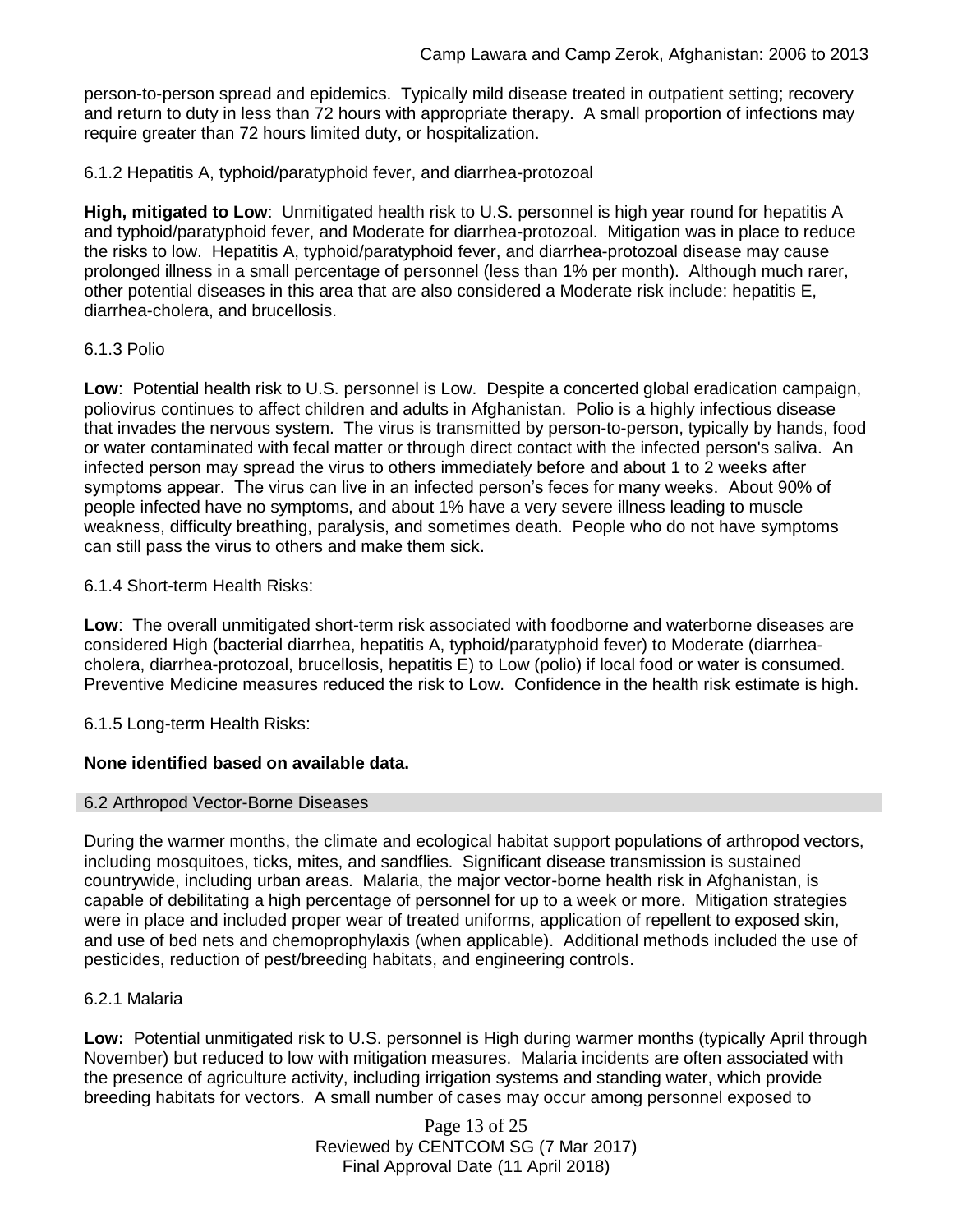person-to-person spread and epidemics. Typically mild disease treated in outpatient setting; recovery and return to duty in less than 72 hours with appropriate therapy. A small proportion of infections may require greater than 72 hours limited duty, or hospitalization.

#### 6.1.2 Hepatitis A, typhoid/paratyphoid fever, and diarrhea-protozoal

**High, mitigated to Low**: Unmitigated health risk to U.S. personnel is high year round for hepatitis A and typhoid/paratyphoid fever, and Moderate for diarrhea-protozoal. Mitigation was in place to reduce the risks to low. Hepatitis A, typhoid/paratyphoid fever, and diarrhea-protozoal disease may cause prolonged illness in a small percentage of personnel (less than 1% per month). Although much rarer, other potential diseases in this area that are also considered a Moderate risk include: hepatitis E, diarrhea-cholera, and brucellosis.

#### 6.1.3 Polio

**Low**: Potential health risk to U.S. personnel is Low. Despite a concerted global eradication campaign, poliovirus continues to affect children and adults in Afghanistan. Polio is a highly infectious disease that invades the nervous system. The virus is transmitted by person-to-person, typically by hands, food or water contaminated with fecal matter or through direct contact with the infected person's saliva. An infected person may spread the virus to others immediately before and about 1 to 2 weeks after symptoms appear. The virus can live in an infected person's feces for many weeks. About 90% of people infected have no symptoms, and about 1% have a very severe illness leading to muscle weakness, difficulty breathing, paralysis, and sometimes death. People who do not have symptoms can still pass the virus to others and make them sick.

#### 6.1.4 Short-term Health Risks:

**Low**: The overall unmitigated short-term risk associated with foodborne and waterborne diseases are considered High (bacterial diarrhea, hepatitis A, typhoid/paratyphoid fever) to Moderate (diarrhea-cholera, diarrhea-protozoal, brucellosis, hepatitis E) to Low (polio) if local food or water is consumed. Preventive Medicine measures reduced the risk to Low. Confidence in the health risk estimate is high.

#### 6.1.5 Long-term Health Risks:

**None identified based on available data.**

### 6.2 Arthropod Vector-Borne Diseases

During the warmer months, the climate and ecological habitat support populations of arthropod vectors, including mosquitoes, ticks, mites, and sandflies. Significant disease transmission is sustained countrywide, including urban areas. Malaria, the major vector-borne health risk in Afghanistan, is capable of debilitating a high percentage of personnel for up to a week or more. Mitigation strategies were in place and included proper wear of treated uniforms, application of repellent to exposed skin, and use of bed nets and chemoprophylaxis (when applicable). Additional methods included the use of pesticides, reduction of pest/breeding habitats, and engineering controls.

#### 6.2.1 Malaria

**Low:** Potential unmitigated risk to U.S. personnel is High during warmer months (typically April through November) but reduced to low with mitigation measures. Malaria incidents are often associated with the presence of agriculture activity, including irrigation systems and standing water, which provide breeding habitats for vectors. A small number of cases may occur among personnel exposed to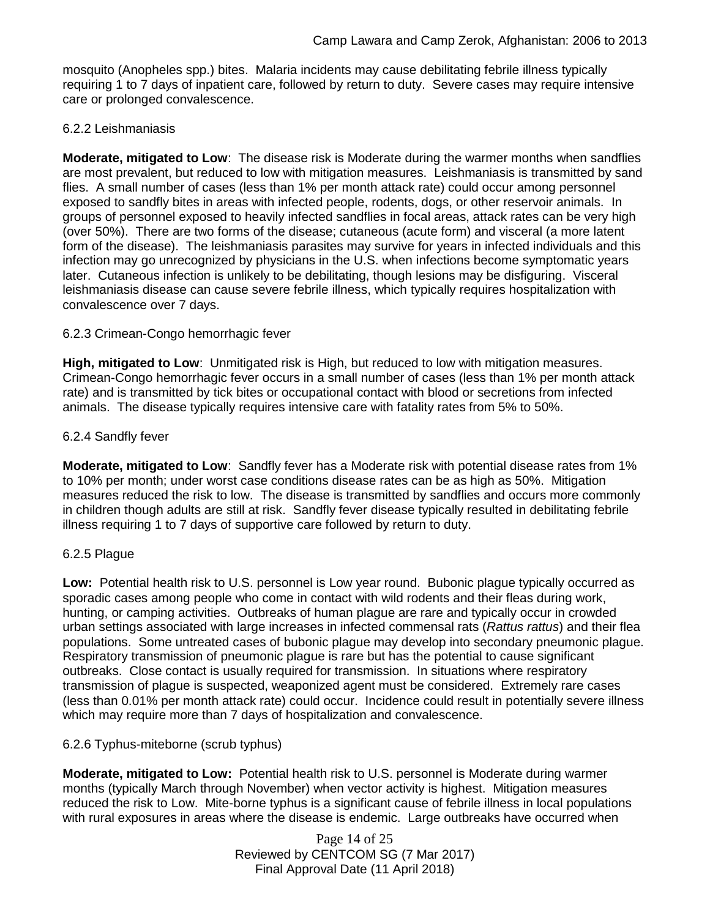mosquito (Anopheles spp.) bites. Malaria incidents may cause debilitating febrile illness typically requiring 1 to 7 days of inpatient care, followed by return to duty. Severe cases may require intensive care or prolonged convalescence.

### 6.2.2 Leishmaniasis

**Moderate, mitigated to Low**: The disease risk is Moderate during the warmer months when sandflies are most prevalent, but reduced to low with mitigation measures. Leishmaniasis is transmitted by sand flies. A small number of cases (less than 1% per month attack rate) could occur among personnel exposed to sandfly bites in areas with infected people, rodents, dogs, or other reservoir animals. In groups of personnel exposed to heavily infected sandflies in focal areas, attack rates can be very high (over 50%). There are two forms of the disease; cutaneous (acute form) and visceral (a more latent form of the disease). The leishmaniasis parasites may survive for years in infected individuals and this infection may go unrecognized by physicians in the U.S. when infections become symptomatic years later. Cutaneous infection is unlikely to be debilitating, though lesions may be disfiguring. Visceral leishmaniasis disease can cause severe febrile illness, which typically requires hospitalization with convalescence over 7 days.

### 6.2.3 Crimean-Congo hemorrhagic fever

**High, mitigated to Low**: Unmitigated risk is High, but reduced to low with mitigation measures. Crimean-Congo hemorrhagic fever occurs in a small number of cases (less than 1% per month attack rate) and is transmitted by tick bites or occupational contact with blood or secretions from infected animals. The disease typically requires intensive care with fatality rates from 5% to 50%.

### 6.2.4 Sandfly fever

**Moderate, mitigated to Low**: Sandfly fever has a Moderate risk with potential disease rates from 1% to 10% per month; under worst case conditions disease rates can be as high as 50%. Mitigation measures reduced the risk to low. The disease is transmitted by sandflies and occurs more commonly in children though adults are still at risk. Sandfly fever disease typically resulted in debilitating febrile illness requiring 1 to 7 days of supportive care followed by return to duty.

### 6.2.5 Plague

**Low:** Potential health risk to U.S. personnel is Low year round. Bubonic plague typically occurred as sporadic cases among people who come in contact with wild rodents and their fleas during work, hunting, or camping activities. Outbreaks of human plague are rare and typically occur in crowded urban settings associated with large increases in infected commensal rats (*Rattus rattus*) and their flea populations. Some untreated cases of bubonic plague may develop into secondary pneumonic plague. Respiratory transmission of pneumonic plague is rare but has the potential to cause significant outbreaks. Close contact is usually required for transmission. In situations where respiratory transmission of plague is suspected, weaponized agent must be considered. Extremely rare cases (less than 0.01% per month attack rate) could occur. Incidence could result in potentially severe illness which may require more than 7 days of hospitalization and convalescence.

### 6.2.6 Typhus-miteborne (scrub typhus)

**Moderate, mitigated to Low:** Potential health risk to U.S. personnel is Moderate during warmer months (typically March through November) when vector activity is highest. Mitigation measures reduced the risk to Low. Mite-borne typhus is a significant cause of febrile illness in local populations with rural exposures in areas where the disease is endemic. Large outbreaks have occurred when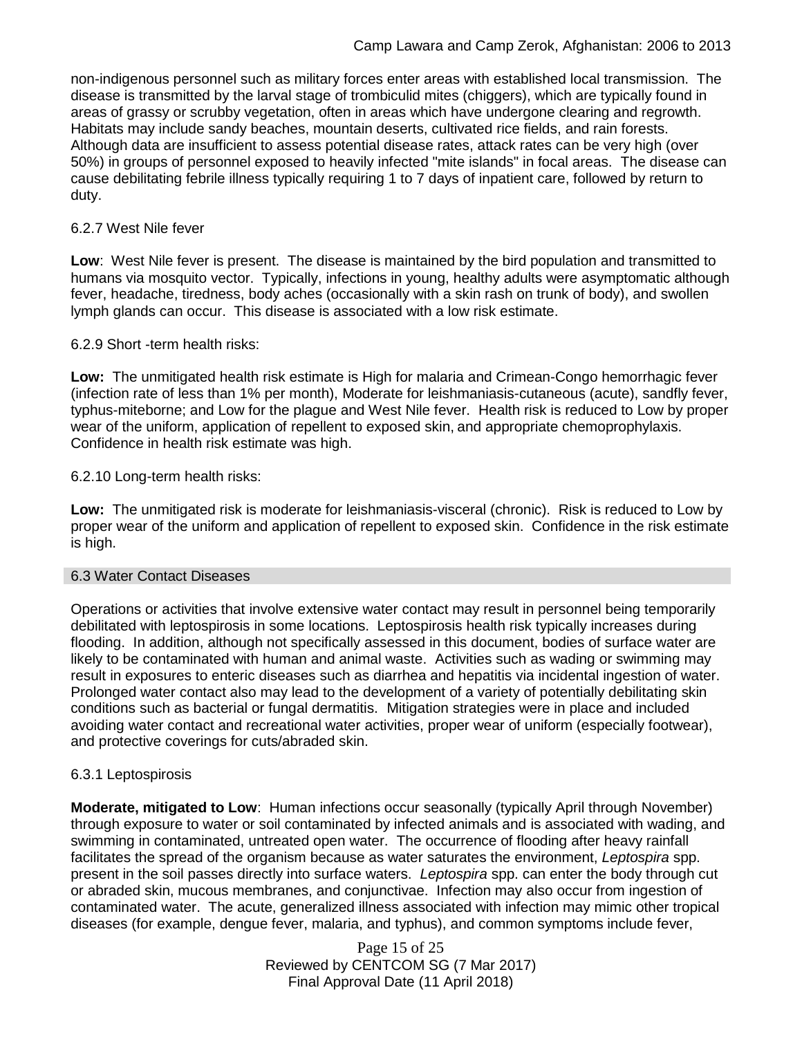non-indigenous personnel such as military forces enter areas with established local transmission. The disease is transmitted by the larval stage of trombiculid mites (chiggers), which are typically found in areas of grassy or scrubby vegetation, often in areas which have undergone clearing and regrowth. Habitats may include sandy beaches, mountain deserts, cultivated rice fields, and rain forests. Although data are insufficient to assess potential disease rates, attack rates can be very high (over 50%) in groups of personnel exposed to heavily infected "mite islands" in focal areas. The disease can cause debilitating febrile illness typically requiring 1 to 7 days of inpatient care, followed by return to duty.

#### 6.2.7 West Nile fever

**Low**: West Nile fever is present. The disease is maintained by the bird population and transmitted to humans via mosquito vector. Typically, infections in young, healthy adults were asymptomatic although fever, headache, tiredness, body aches (occasionally with a skin rash on trunk of body), and swollen lymph glands can occur. This disease is associated with a low risk estimate.

#### 6.2.9 Short -term health risks:

**Low:** The unmitigated health risk estimate is High for malaria and Crimean-Congo hemorrhagic fever (infection rate of less than 1% per month), Moderate for leishmaniasis-cutaneous (acute), sandfly fever, typhus-miteborne; and Low for the plague and West Nile fever. Health risk is reduced to Low by proper wear of the uniform, application of repellent to exposed skin, and appropriate chemoprophylaxis. Confidence in health risk estimate was high.

#### 6.2.10 Long-term health risks:

**Low:** The unmitigated risk is moderate for leishmaniasis-visceral (chronic). Risk is reduced to Low by proper wear of the uniform and application of repellent to exposed skin. Confidence in the risk estimate is high.

### 6.3 Water Contact Diseases

Operations or activities that involve extensive water contact may result in personnel being temporarily debilitated with leptospirosis in some locations. Leptospirosis health risk typically increases during flooding. In addition, although not specifically assessed in this document, bodies of surface water are likely to be contaminated with human and animal waste. Activities such as wading or swimming may result in exposures to enteric diseases such as diarrhea and hepatitis via incidental ingestion of water. Prolonged water contact also may lead to the development of a variety of potentially debilitating skin conditions such as bacterial or fungal dermatitis. Mitigation strategies were in place and included avoiding water contact and recreational water activities, proper wear of uniform (especially footwear), and protective coverings for cuts/abraded skin.

#### 6.3.1 Leptospirosis

**Moderate, mitigated to Low**: Human infections occur seasonally (typically April through November) through exposure to water or soil contaminated by infected animals and is associated with wading, and swimming in contaminated, untreated open water. The occurrence of flooding after heavy rainfall facilitates the spread of the organism because as water saturates the environment, *Leptospira* spp. present in the soil passes directly into surface waters. *Leptospira* spp. can enter the body through cut or abraded skin, mucous membranes, and conjunctivae. Infection may also occur from ingestion of contaminated water. The acute, generalized illness associated with infection may mimic other tropical diseases (for example, dengue fever, malaria, and typhus), and common symptoms include fever,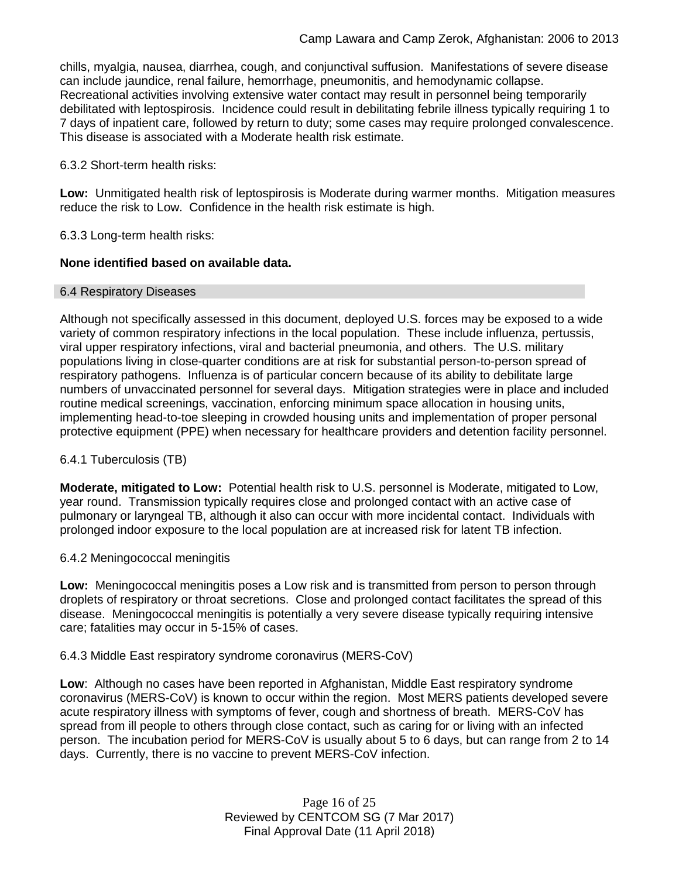chills, myalgia, nausea, diarrhea, cough, and conjunctival suffusion. Manifestations of severe disease can include jaundice, renal failure, hemorrhage, pneumonitis, and hemodynamic collapse. Recreational activities involving extensive water contact may result in personnel being temporarily debilitated with leptospirosis. Incidence could result in debilitating febrile illness typically requiring 1 to 7 days of inpatient care, followed by return to duty; some cases may require prolonged convalescence. This disease is associated with a Moderate health risk estimate.

6.3.2 Short-term health risks:

**Low:** Unmitigated health risk of leptospirosis is Moderate during warmer months. Mitigation measures reduce the risk to Low. Confidence in the health risk estimate is high.

6.3.3 Long-term health risks:

**None identified based on available data.**

### 6.4 Respiratory Diseases

Although not specifically assessed in this document, deployed U.S. forces may be exposed to a wide variety of common respiratory infections in the local population. These include influenza, pertussis, viral upper respiratory infections, viral and bacterial pneumonia, and others. The U.S. military populations living in close-quarter conditions are at risk for substantial person-to-person spread of respiratory pathogens. Influenza is of particular concern because of its ability to debilitate large numbers of unvaccinated personnel for several days. Mitigation strategies were in place and included routine medical screenings, vaccination, enforcing minimum space allocation in housing units, implementing head-to-toe sleeping in crowded housing units and implementation of proper personal protective equipment (PPE) when necessary for healthcare providers and detention facility personnel.

6.4.1 Tuberculosis (TB)

**Moderate, mitigated to Low:** Potential health risk to U.S. personnel is Moderate, mitigated to Low, year round. Transmission typically requires close and prolonged contact with an active case of pulmonary or laryngeal TB, although it also can occur with more incidental contact. Individuals with prolonged indoor exposure to the local population are at increased risk for latent TB infection.

6.4.2 Meningococcal meningitis

**Low:** Meningococcal meningitis poses a Low risk and is transmitted from person to person through droplets of respiratory or throat secretions. Close and prolonged contact facilitates the spread of this disease. Meningococcal meningitis is potentially a very severe disease typically requiring intensive care; fatalities may occur in 5-15% of cases.

6.4.3 Middle East respiratory syndrome coronavirus (MERS-CoV)

**Low**: Although no cases have been reported in Afghanistan, Middle East respiratory syndrome coronavirus (MERS-CoV) is known to occur within the region. Most MERS patients developed severe acute respiratory illness with symptoms of fever, cough and shortness of breath. MERS-CoV has spread from ill people to others through close contact, such as caring for or living with an infected person. The incubation period for MERS-CoV is usually about 5 to 6 days, but can range from 2 to 14 days. Currently, there is no vaccine to prevent MERS-CoV infection.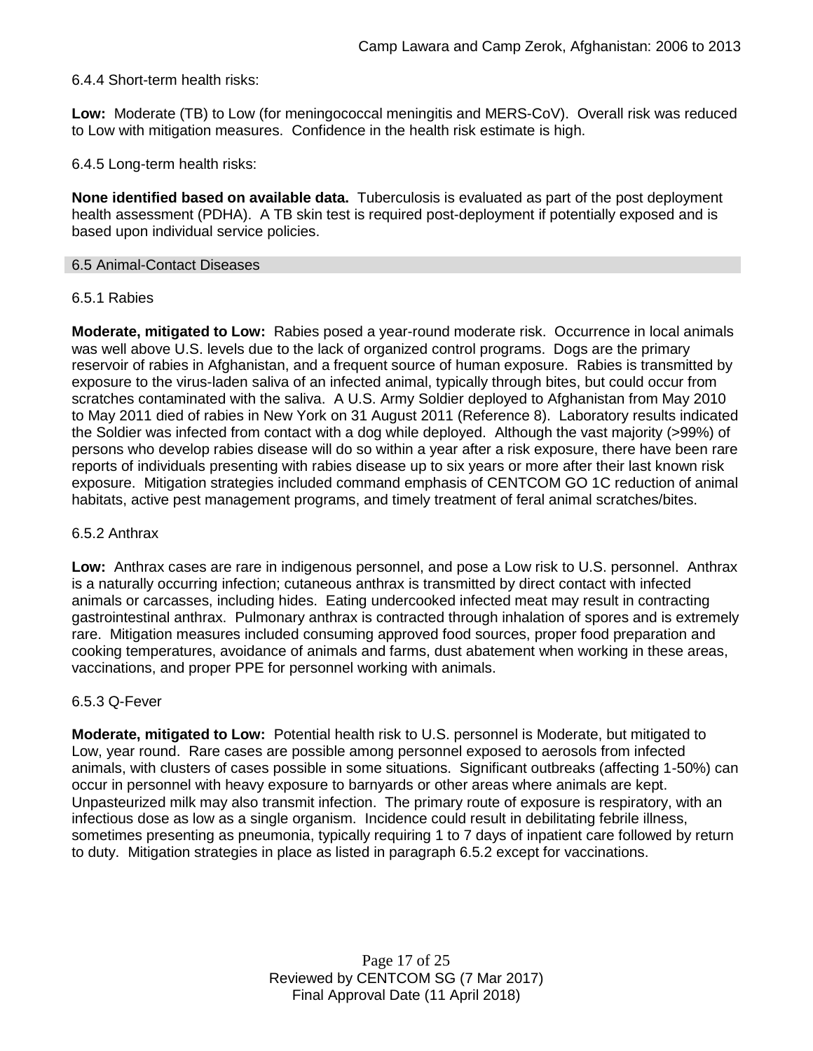6.4.4 Short-term health risks:

**Low:** Moderate (TB) to Low (for meningococcal meningitis and MERS-CoV). Overall risk was reduced to Low with mitigation measures. Confidence in the health risk estimate is high.

6.4.5 Long-term health risks:

**None identified based on available data.** Tuberculosis is evaluated as part of the post deployment health assessment (PDHA). A TB skin test is required post-deployment if potentially exposed and is based upon individual service policies.

## 6.5 Animal-Contact Diseases

### 6.5.1 Rabies

**Moderate, mitigated to Low:** Rabies posed a year-round moderate risk. Occurrence in local animals was well above U.S. levels due to the lack of organized control programs. Dogs are the primary reservoir of rabies in Afghanistan, and a frequent source of human exposure. Rabies is transmitted by exposure to the virus-laden saliva of an infected animal, typically through bites, but could occur from scratches contaminated with the saliva. A U.S. Army Soldier deployed to Afghanistan from May 2010 to May 2011 died of rabies in New York on 31 August 2011 (Reference 8). Laboratory results indicated the Soldier was infected from contact with a dog while deployed. Although the vast majority (>99%) of persons who develop rabies disease will do so within a year after a risk exposure, there have been rare reports of individuals presenting with rabies disease up to six years or more after their last known risk exposure. Mitigation strategies included command emphasis of CENTCOM GO 1C reduction of animal habitats, active pest management programs, and timely treatment of feral animal scratches/bites.

### 6.5.2 Anthrax

**Low:** Anthrax cases are rare in indigenous personnel, and pose a Low risk to U.S. personnel. Anthrax is a naturally occurring infection; cutaneous anthrax is transmitted by direct contact with infected animals or carcasses, including hides. Eating undercooked infected meat may result in contracting gastrointestinal anthrax. Pulmonary anthrax is contracted through inhalation of spores and is extremely rare. Mitigation measures included consuming approved food sources, proper food preparation and cooking temperatures, avoidance of animals and farms, dust abatement when working in these areas, vaccinations, and proper PPE for personnel working with animals.

### 6.5.3 Q-Fever

**Moderate, mitigated to Low:** Potential health risk to U.S. personnel is Moderate, but mitigated to Low, year round. Rare cases are possible among personnel exposed to aerosols from infected animals, with clusters of cases possible in some situations. Significant outbreaks (affecting 1-50%) can occur in personnel with heavy exposure to barnyards or other areas where animals are kept. Unpasteurized milk may also transmit infection. The primary route of exposure is respiratory, with an infectious dose as low as a single organism. Incidence could result in debilitating febrile illness, sometimes presenting as pneumonia, typically requiring 1 to 7 days of inpatient care followed by return to duty. Mitigation strategies in place as listed in paragraph 6.5.2 except for vaccinations.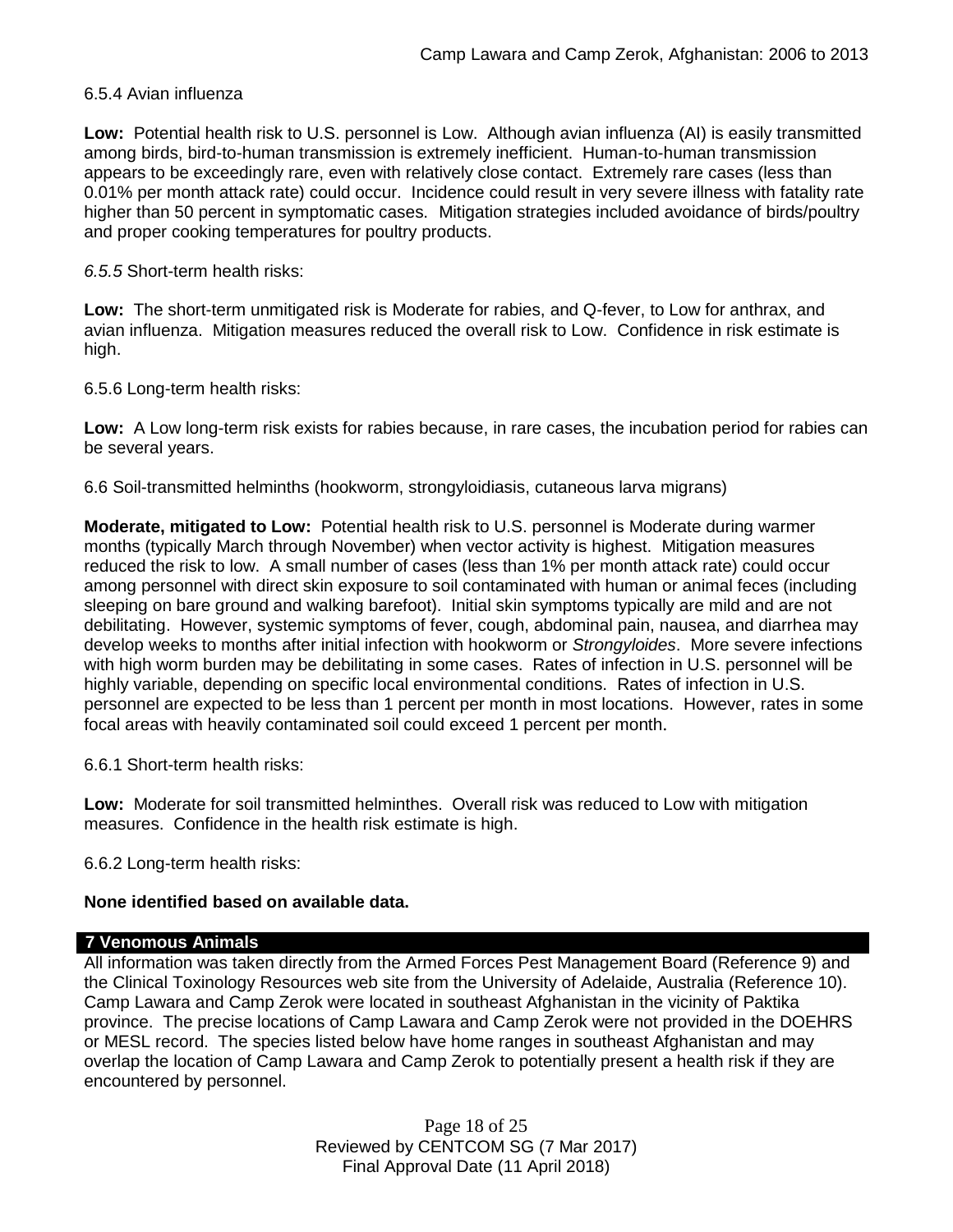6.5.4 Avian influenza

**Low:** Potential health risk to U.S. personnel is Low. Although avian influenza (AI) is easily transmitted among birds, bird-to-human transmission is extremely inefficient. Human-to-human transmission appears to be exceedingly rare, even with relatively close contact. Extremely rare cases (less than 0.01% per month attack rate) could occur. Incidence could result in very severe illness with fatality rate higher than 50 percent in symptomatic cases. Mitigation strategies included avoidance of birds/poultry and proper cooking temperatures for poultry products.

*6.5.5* Short-term health risks:

**Low:** The short-term unmitigated risk is Moderate for rabies, and Q-fever, to Low for anthrax, and avian influenza. Mitigation measures reduced the overall risk to Low. Confidence in risk estimate is high.

6.5.6 Long-term health risks:

**Low:** A Low long-term risk exists for rabies because, in rare cases, the incubation period for rabies can be several years.

6.6 Soil-transmitted helminths (hookworm, strongyloidiasis, cutaneous larva migrans)

**Moderate, mitigated to Low:** Potential health risk to U.S. personnel is Moderate during warmer months (typically March through November) when vector activity is highest. Mitigation measures reduced the risk to low. A small number of cases (less than 1% per month attack rate) could occur among personnel with direct skin exposure to soil contaminated with human or animal feces (including sleeping on bare ground and walking barefoot). Initial skin symptoms typically are mild and are not debilitating. However, systemic symptoms of fever, cough, abdominal pain, nausea, and diarrhea may develop weeks to months after initial infection with hookworm or *Strongyloides*. More severe infections with high worm burden may be debilitating in some cases. Rates of infection in U.S. personnel will be highly variable, depending on specific local environmental conditions. Rates of infection in U.S. personnel are expected to be less than 1 percent per month in most locations. However, rates in some focal areas with heavily contaminated soil could exceed 1 percent per month.

6.6.1 Short-term health risks:

**Low:** Moderate for soil transmitted helminthes. Overall risk was reduced to Low with mitigation measures. Confidence in the health risk estimate is high.

6.6.2 Long-term health risks:

**None identified based on available data.**

## 7 Venomous Animals

All information was taken directly from the Armed Forces Pest Management Board (Reference 9) and the Clinical Toxinology Resources web site from the University of Adelaide, Australia (Reference 10). Camp Lawara and Camp Zerok were located in southeast Afghanistan in the vicinity of Paktika province. The precise locations of Camp Lawara and Camp Zerok were not provided in the DOEHRS or MESL record. The species listed below have home ranges in southeast Afghanistan and may overlap the location of Camp Lawara and Camp Zerok to potentially present a health risk if they are encountered by personnel.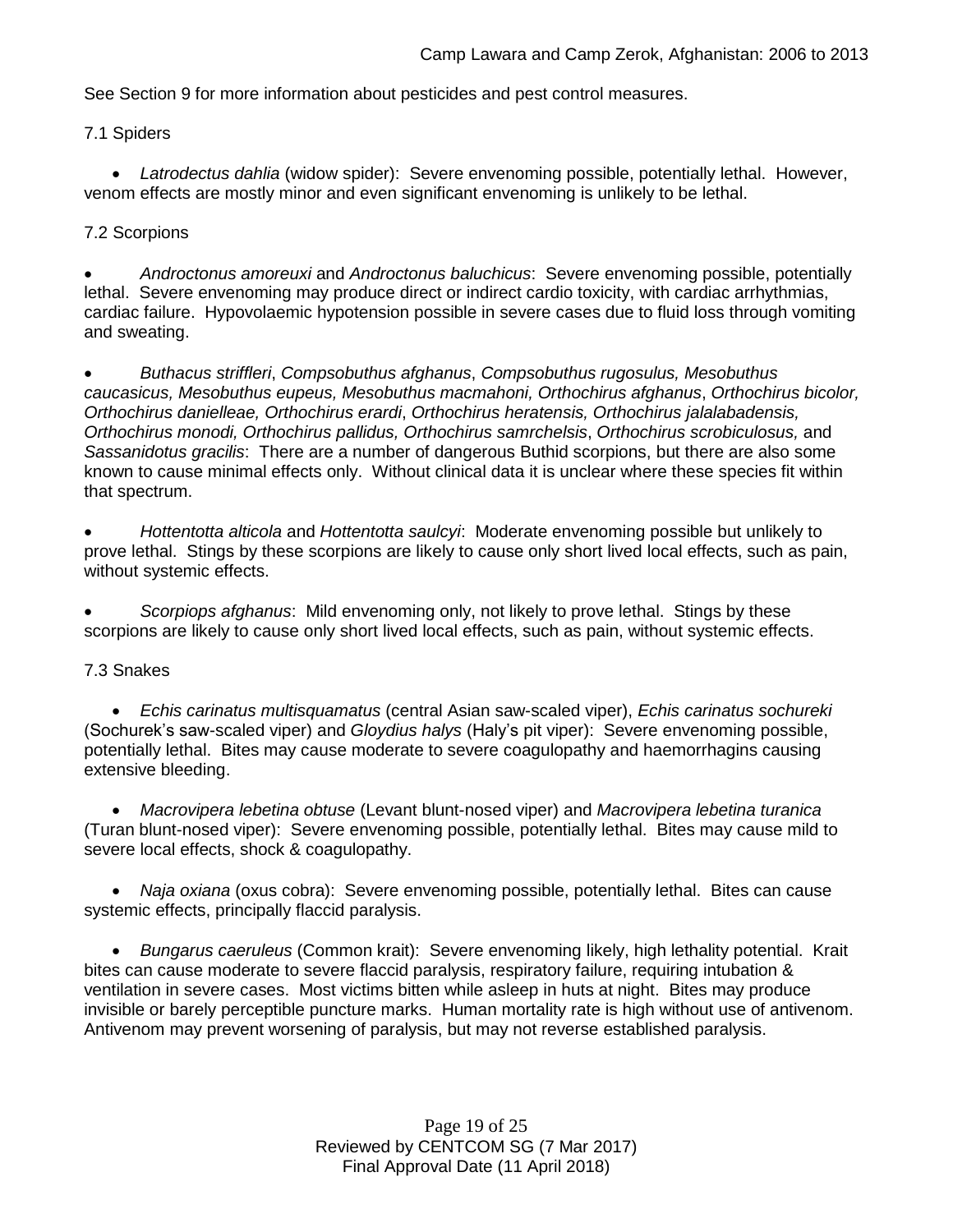See Section 9 for more information about pesticides and pest control measures.

### 7.1 Spiders

- *Latrodectus dahlia* (widow spider): Severe envenoming possible, potentially lethal. However, venom effects are mostly minor and even significant envenoming is unlikely to be lethal.

### 7.2 Scorpions

- *Androctonus amoreuxi* and *Androctonus baluchicus*: Severe envenoming possible, potentially lethal. Severe envenoming may produce direct or indirect cardio toxicity, with cardiac arrhythmias, cardiac failure. Hypovolaemic hypotension possible in severe cases due to fluid loss through vomiting and sweating.

- *Buthacus striffleri*, *Compsobuthus afghanus*, *Compsobuthus rugosulus, Mesobuthus caucasicus, Mesobuthus eupeus, Mesobuthus macmahoni, Orthochirus afghanus*, *Orthochirus bicolor, Orthochirus danielleae, Orthochirus erardi*, *Orthochirus heratensis, Orthochirus jalalabadensis, Orthochirus monodi, Orthochirus pallidus, Orthochirus samrchelsis*, *Orthochirus scrobiculosus,* and *Sassanidotus gracilis*: There are a number of dangerous Buthid scorpions, but there are also some known to cause minimal effects only. Without clinical data it is unclear where these species fit within that spectrum.

- *Hottentotta alticola* and *Hottentotta saulcyi*: Moderate envenoming possible but unlikely to prove lethal. Stings by these scorpions are likely to cause only short lived local effects, such as pain, without systemic effects.

- *Scorpiops afghanus*: Mild envenoming only, not likely to prove lethal. Stings by these scorpions are likely to cause only short lived local effects, such as pain, without systemic effects.

### 7.3 Snakes

- *Echis carinatus multisquamatus* (central Asian saw-scaled viper), *Echis carinatus sochureki* (Sochurek's saw-scaled viper) and *Gloydius halys* (Haly's pit viper): Severe envenoming possible, potentially lethal. Bites may cause moderate to severe coagulopathy and haemorrhagins causing extensive bleeding.

- *Macrovipera lebetina obtuse* (Levant blunt-nosed viper) and *Macrovipera lebetina turanica* (Turan blunt-nosed viper): Severe envenoming possible, potentially lethal. Bites may cause mild to severe local effects, shock & coagulopathy.

- *Naja oxiana* (oxus cobra): Severe envenoming possible, potentially lethal. Bites can cause systemic effects, principally flaccid paralysis.

- *Bungarus caeruleus* (Common krait): Severe envenoming likely, high lethality potential. Krait bites can cause moderate to severe flaccid paralysis, respiratory failure, requiring intubation & ventilation in severe cases. Most victims bitten while asleep in huts at night. Bites may produce invisible or barely perceptible puncture marks. Human mortality rate is high without use of antivenom. Antivenom may prevent worsening of paralysis, but may not reverse established paralysis.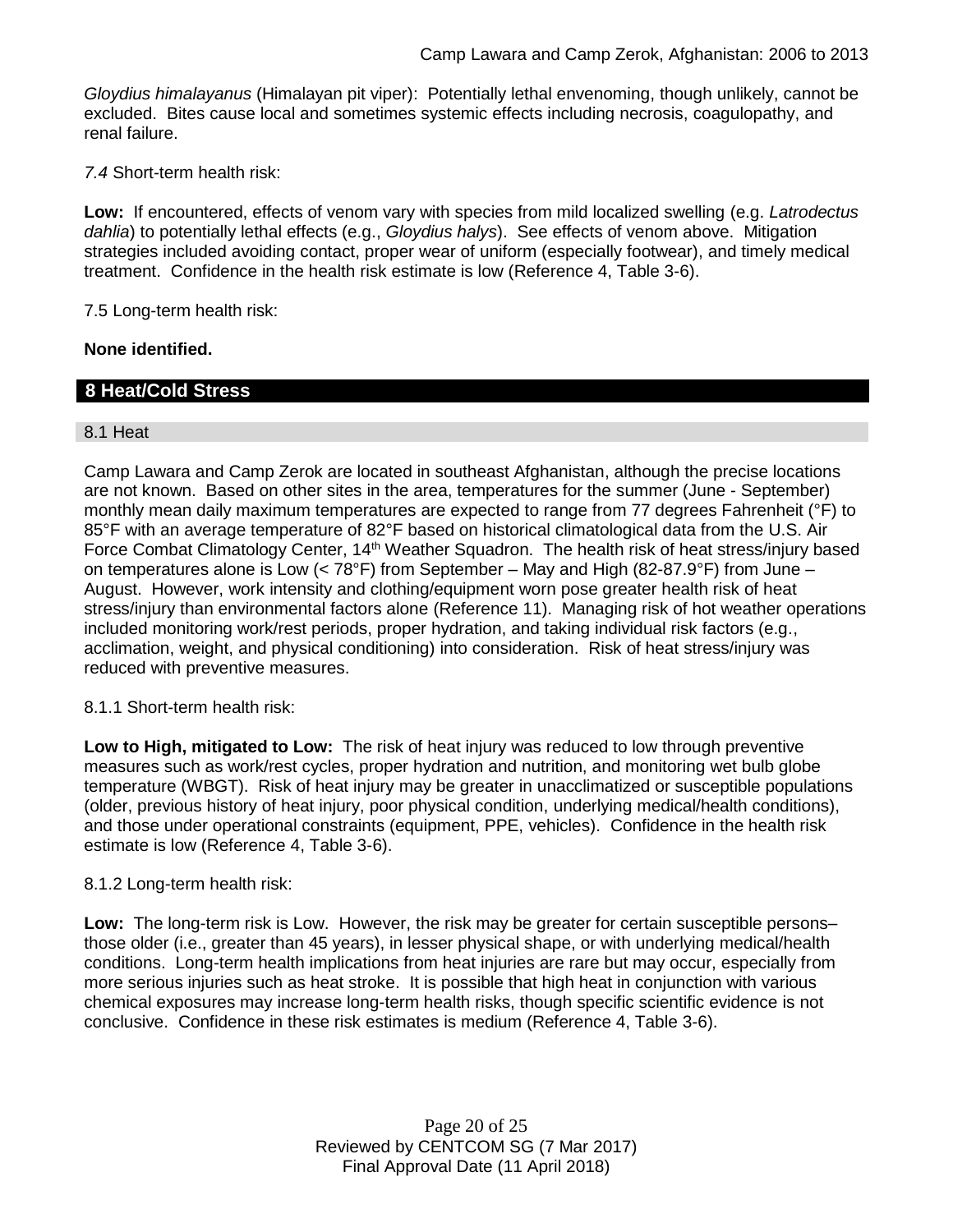*Gloydius himalayanus* (Himalayan pit viper): Potentially lethal envenoming, though unlikely, cannot be excluded. Bites cause local and sometimes systemic effects including necrosis, coagulopathy, and renal failure.

*7.4* Short-term health risk:

**Low:** If encountered, effects of venom vary with species from mild localized swelling (e.g. *Latrodectus dahlia*) to potentially lethal effects (e.g., *Gloydius halys*). See effects of venom above. Mitigation strategies included avoiding contact, proper wear of uniform (especially footwear), and timely medical treatment. Confidence in the health risk estimate is low (Reference 4, Table 3-6).

7.5 Long-term health risk:

**None identified.**

## 8 Heat/Cold Stress

### 8.1 Heat

Camp Lawara and Camp Zerok are located in southeast Afghanistan, although the precise locations are not known. Based on other sites in the area, temperatures for the summer (June - September) monthly mean daily maximum temperatures are expected to range from 77 degrees Fahrenheit (°F) to 85°F with an average temperature of 82°F based on historical climatological data from the U.S. Air Force Combat Climatology Center, 14th Weather Squadron. The health risk of heat stress/injury based on temperatures alone is Low (< 78°F) from September – May and High (82-87.9°F) from June – August. However, work intensity and clothing/equipment worn pose greater health risk of heat stress/injury than environmental factors alone (Reference 11). Managing risk of hot weather operations included monitoring work/rest periods, proper hydration, and taking individual risk factors (e.g., acclimation, weight, and physical conditioning) into consideration. Risk of heat stress/injury was reduced with preventive measures.

8.1.1 Short-term health risk:

**Low to High, mitigated to Low:** The risk of heat injury was reduced to low through preventive measures such as work/rest cycles, proper hydration and nutrition, and monitoring wet bulb globe temperature (WBGT). Risk of heat injury may be greater in unacclimatized or susceptible populations (older, previous history of heat injury, poor physical condition, underlying medical/health conditions), and those under operational constraints (equipment, PPE, vehicles). Confidence in the health risk estimate is low (Reference 4, Table 3-6).

8.1.2 Long-term health risk:

**Low:** The long-term risk is Low. However, the risk may be greater for certain susceptible persons– those older (i.e., greater than 45 years), in lesser physical shape, or with underlying medical/health conditions. Long-term health implications from heat injuries are rare but may occur, especially from more serious injuries such as heat stroke. It is possible that high heat in conjunction with various chemical exposures may increase long-term health risks, though specific scientific evidence is not conclusive. Confidence in these risk estimates is medium (Reference 4, Table 3-6).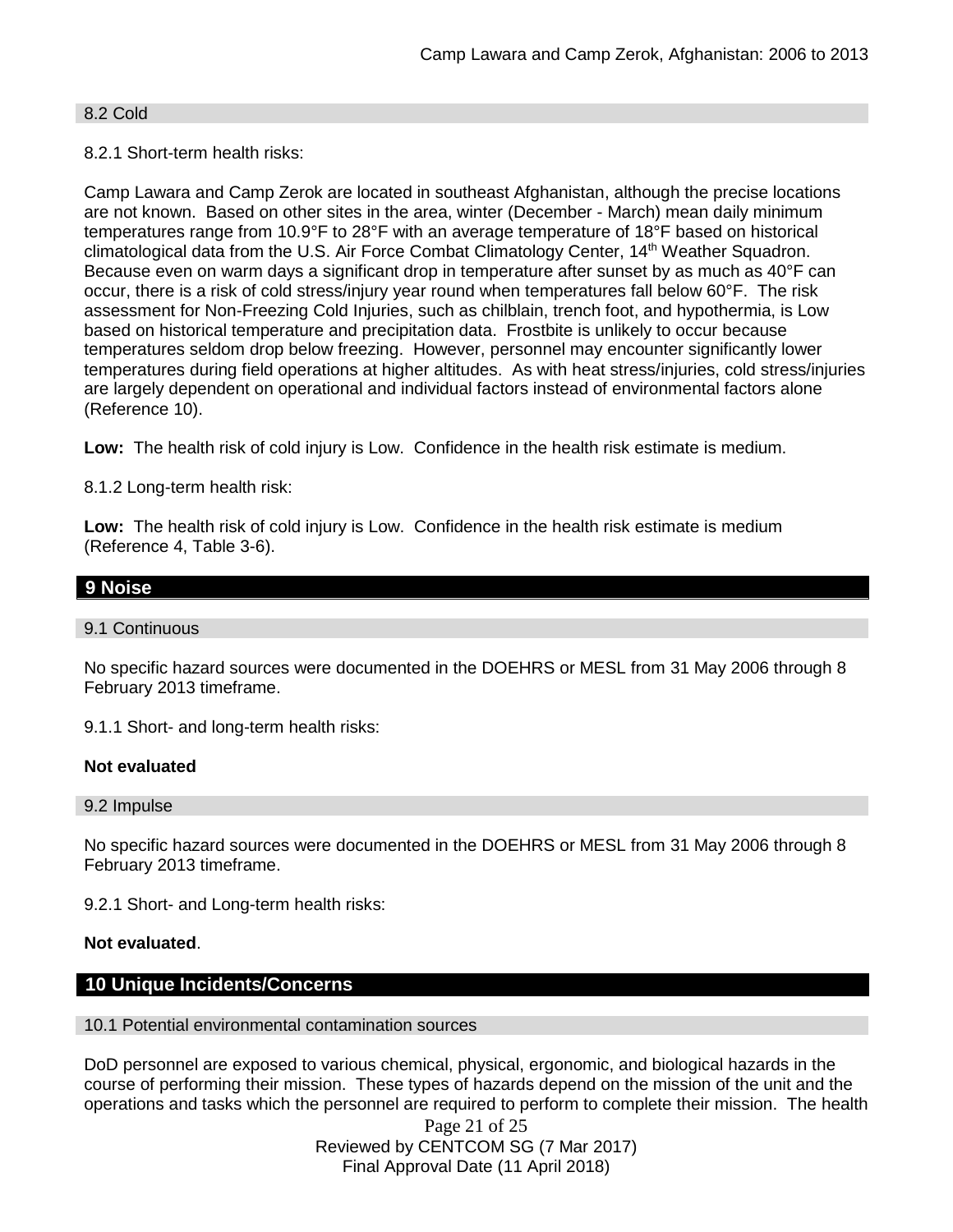### 8.2 Cold

8.2.1 Short-term health risks:

Camp Lawara and Camp Zerok are located in southeast Afghanistan, although the precise locations are not known. Based on other sites in the area, winter (December - March) mean daily minimum temperatures range from 10.9°F to 28°F with an average temperature of 18°F based on historical climatological data from the U.S. Air Force Combat Climatology Center, 14th Weather Squadron. Because even on warm days a significant drop in temperature after sunset by as much as 40°F can occur, there is a risk of cold stress/injury year round when temperatures fall below 60°F. The risk assessment for Non-Freezing Cold Injuries, such as chilblain, trench foot, and hypothermia, is Low based on historical temperature and precipitation data. Frostbite is unlikely to occur because temperatures seldom drop below freezing. However, personnel may encounter significantly lower temperatures during field operations at higher altitudes. As with heat stress/injuries, cold stress/injuries are largely dependent on operational and individual factors instead of environmental factors alone (Reference 10).

**Low:** The health risk of cold injury is Low. Confidence in the health risk estimate is medium.

8.1.2 Long-term health risk:

**Low:** The health risk of cold injury is Low. Confidence in the health risk estimate is medium (Reference 4, Table 3-6).

## 9 Noise

### 9.1 Continuous

No specific hazard sources were documented in the DOEHRS or MESL from 31 May 2006 through 8 February 2013 timeframe.

9.1.1 Short- and long-term health risks:

**Not evaluated**

### 9.2 Impulse

No specific hazard sources were documented in the DOEHRS or MESL from 31 May 2006 through 8 February 2013 timeframe.

9.2.1 Short- and Long-term health risks:

**Not evaluated**.

## 10 Unique Incidents/Concerns

### 10.1 Potential environmental contamination sources

DoD personnel are exposed to various chemical, physical, ergonomic, and biological hazards in the course of performing their mission. These types of hazards depend on the mission of the unit and the operations and tasks which the personnel are required to perform to complete their mission. The health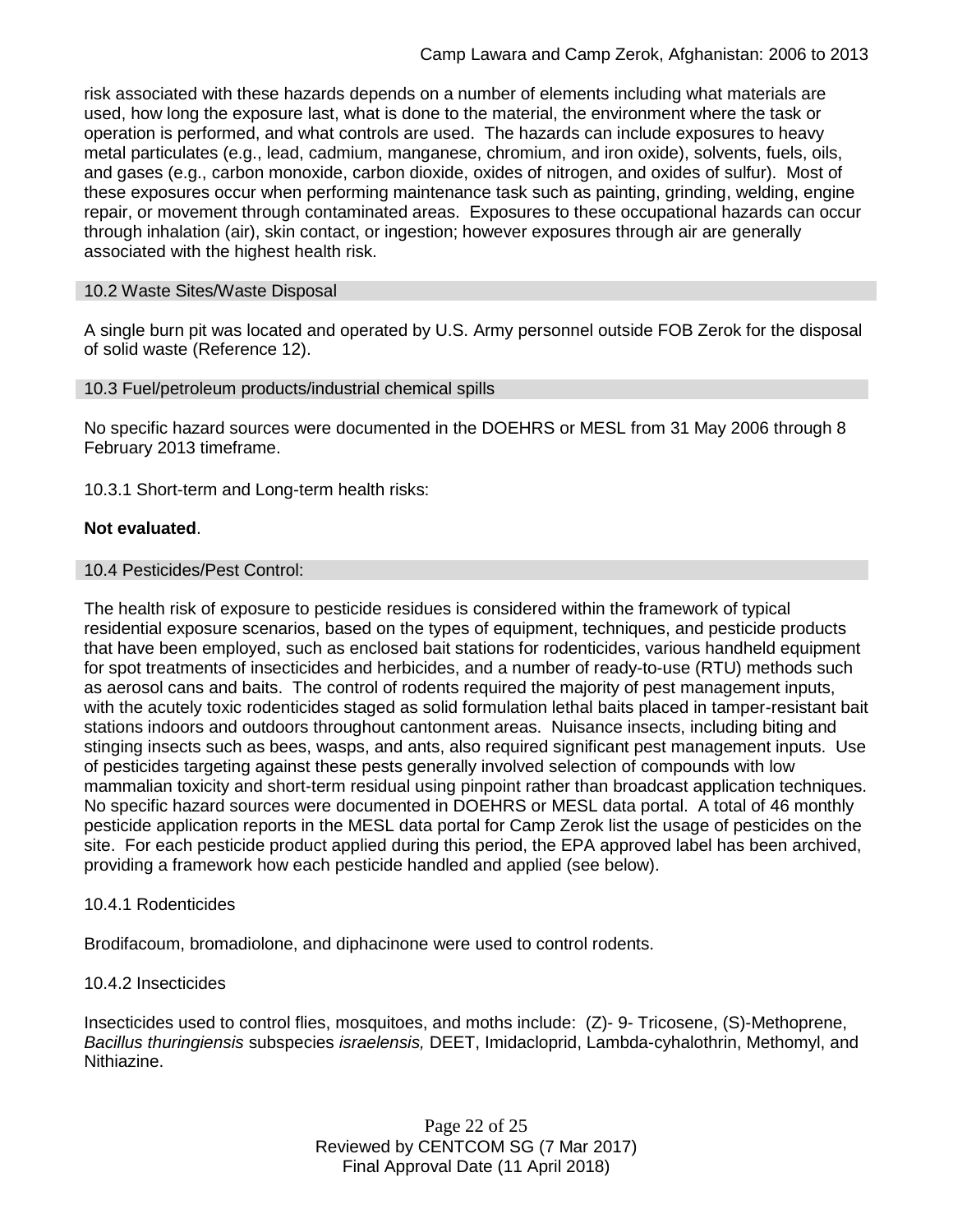risk associated with these hazards depends on a number of elements including what materials are used, how long the exposure last, what is done to the material, the environment where the task or operation is performed, and what controls are used. The hazards can include exposures to heavy metal particulates (e.g., lead, cadmium, manganese, chromium, and iron oxide), solvents, fuels, oils, and gases (e.g., carbon monoxide, carbon dioxide, oxides of nitrogen, and oxides of sulfur). Most of these exposures occur when performing maintenance task such as painting, grinding, welding, engine repair, or movement through contaminated areas. Exposures to these occupational hazards can occur through inhalation (air), skin contact, or ingestion; however exposures through air are generally associated with the highest health risk.

## 10.2 Waste Sites/Waste Disposal

A single burn pit was located and operated by U.S. Army personnel outside FOB Zerok for the disposal of solid waste (Reference 12).

## 10.3 Fuel/petroleum products/industrial chemical spills

No specific hazard sources were documented in the DOEHRS or MESL from 31 May 2006 through 8 February 2013 timeframe.

10.3.1 Short-term and Long-term health risks:

**Not evaluated**.

## 10.4 Pesticides/Pest Control:

The health risk of exposure to pesticide residues is considered within the framework of typical residential exposure scenarios, based on the types of equipment, techniques, and pesticide products that have been employed, such as enclosed bait stations for rodenticides, various handheld equipment for spot treatments of insecticides and herbicides, and a number of ready-to-use (RTU) methods such as aerosol cans and baits. The control of rodents required the majority of pest management inputs, with the acutely toxic rodenticides staged as solid formulation lethal baits placed in tamper-resistant bait stations indoors and outdoors throughout cantonment areas. Nuisance insects, including biting and stinging insects such as bees, wasps, and ants, also required significant pest management inputs. Use of pesticides targeting against these pests generally involved selection of compounds with low mammalian toxicity and short-term residual using pinpoint rather than broadcast application techniques. No specific hazard sources were documented in DOEHRS or MESL data portal. A total of 46 monthly pesticide application reports in the MESL data portal for Camp Zerok list the usage of pesticides on the site. For each pesticide product applied during this period, the EPA approved label has been archived, providing a framework how each pesticide handled and applied (see below).

10.4.1 Rodenticides

Brodifacoum, bromadiolone, and diphacinone were used to control rodents.

10.4.2 Insecticides

Insecticides used to control flies, mosquitoes, and moths include: (Z)- 9- Tricosene, (S)-Methoprene, *Bacillus thuringiensis* subspecies *israelensis,* DEET, Imidacloprid, Lambda-cyhalothrin, Methomyl, and Nithiazine.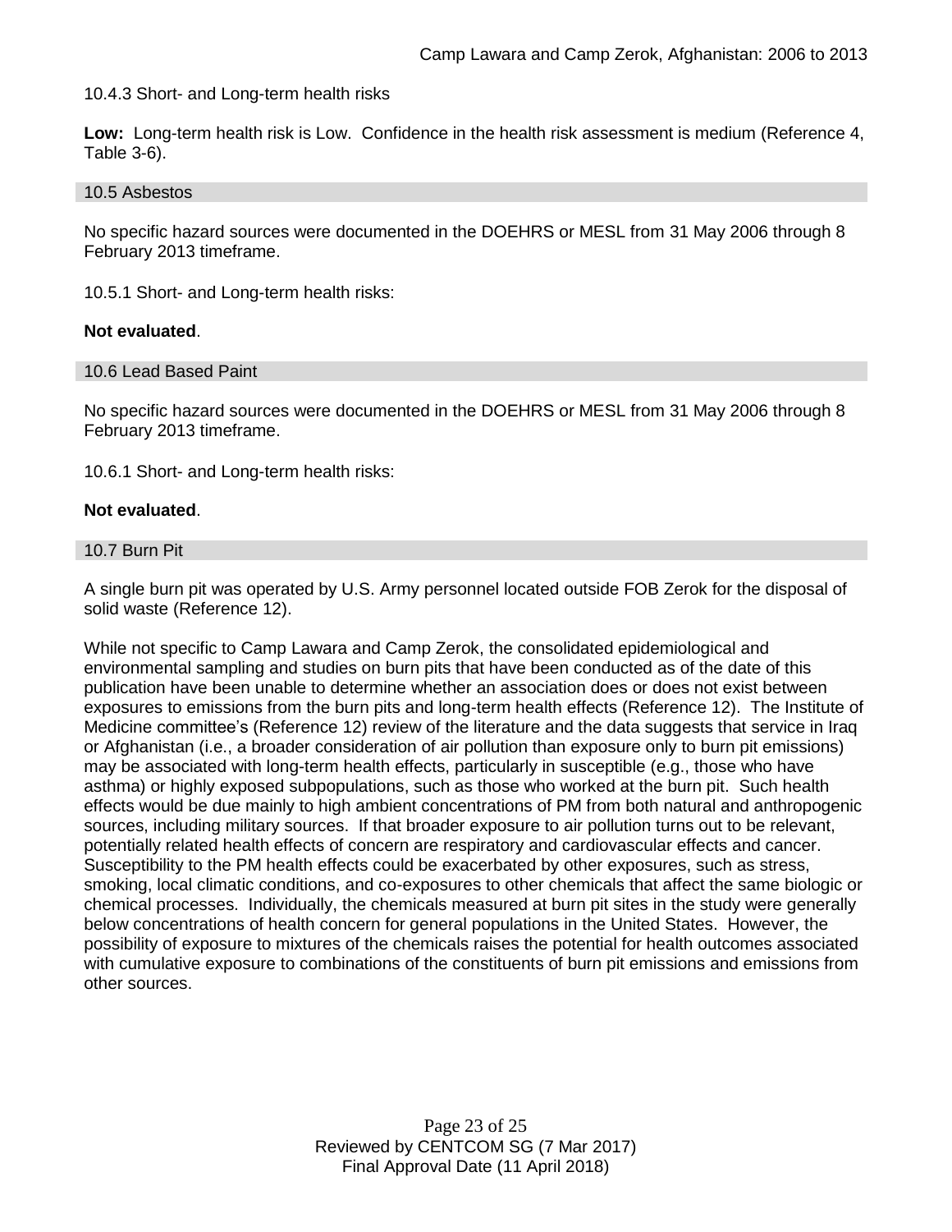10.4.3 Short- and Long-term health risks

**Low:** Long-term health risk is Low. Confidence in the health risk assessment is medium (Reference 4, Table 3-6).

## 10.5 Asbestos

No specific hazard sources were documented in the DOEHRS or MESL from 31 May 2006 through 8 February 2013 timeframe.

10.5.1 Short- and Long-term health risks:

**Not evaluated**.

## 10.6 Lead Based Paint

No specific hazard sources were documented in the DOEHRS or MESL from 31 May 2006 through 8 February 2013 timeframe.

10.6.1 Short- and Long-term health risks:

**Not evaluated**.

## 10.7 Burn Pit

A single burn pit was operated by U.S. Army personnel located outside FOB Zerok for the disposal of solid waste (Reference 12).

While not specific to Camp Lawara and Camp Zerok, the consolidated epidemiological and environmental sampling and studies on burn pits that have been conducted as of the date of this publication have been unable to determine whether an association does or does not exist between exposures to emissions from the burn pits and long-term health effects (Reference 12). The Institute of Medicine committee's (Reference 12) review of the literature and the data suggests that service in Iraq or Afghanistan (i.e., a broader consideration of air pollution than exposure only to burn pit emissions) may be associated with long-term health effects, particularly in susceptible (e.g., those who have asthma) or highly exposed subpopulations, such as those who worked at the burn pit. Such health effects would be due mainly to high ambient concentrations of PM from both natural and anthropogenic sources, including military sources. If that broader exposure to air pollution turns out to be relevant, potentially related health effects of concern are respiratory and cardiovascular effects and cancer. Susceptibility to the PM health effects could be exacerbated by other exposures, such as stress, smoking, local climatic conditions, and co-exposures to other chemicals that affect the same biologic or chemical processes. Individually, the chemicals measured at burn pit sites in the study were generally below concentrations of health concern for general populations in the United States. However, the possibility of exposure to mixtures of the chemicals raises the potential for health outcomes associated with cumulative exposure to combinations of the constituents of burn pit emissions and emissions from other sources.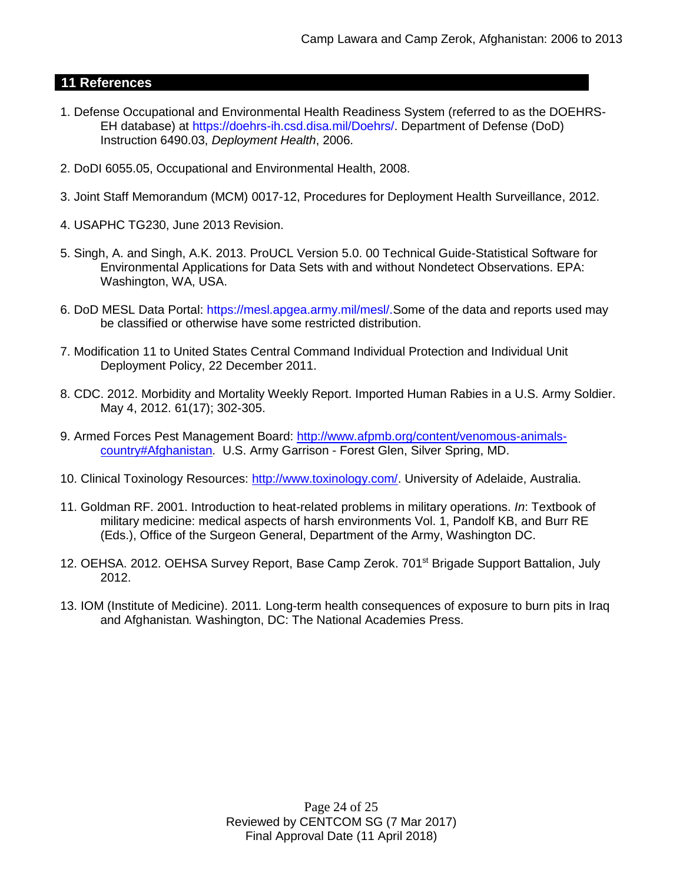## 11 References

1. Defense Occupational and Environmental Health Readiness System (referred to as the DOEHRS-EH database) at https://doehrs-ih.csd.disa.mil/Doehrs/. Department of Defense (DoD) Instruction 6490.03, *Deployment Health*, 2006.

2. DoDI 6055.05, Occupational and Environmental Health, 2008.

3. Joint Staff Memorandum (MCM) 0017-12, Procedures for Deployment Health Surveillance, 2012.

4. USAPHC TG230, June 2013 Revision.

5. Singh, A. and Singh, A.K. 2013. ProUCL Version 5.0. 00 Technical Guide-Statistical Software for Environmental Applications for Data Sets with and without Nondetect Observations. EPA: Washington, WA, USA.

6. DoD MESL Data Portal: https://mesl.apgea.army.mil/mesl/.Some of the data and reports used may be classified or otherwise have some restricted distribution.

7. Modification 11 to United States Central Command Individual Protection and Individual Unit Deployment Policy, 22 December 2011.

8. CDC. 2012. Morbidity and Mortality Weekly Report. Imported Human Rabies in a U.S. Army Soldier. May 4, 2012. 61(17); 302-305.

9. Armed Forces Pest Management Board: http://www.afpmb.org/content/venomous-animals-country#Afghanistan. U.S. Army Garrison - Forest Glen, Silver Spring, MD.

10. Clinical Toxinology Resources: http://www.toxinology.com/. University of Adelaide, Australia.

11. Goldman RF. 2001. Introduction to heat-related problems in military operations. *In*: Textbook of military medicine: medical aspects of harsh environments Vol. 1, Pandolf KB, and Burr RE (Eds.), Office of the Surgeon General, Department of the Army, Washington DC.

12. OEHSA. 2012. OEHSA Survey Report, Base Camp Zerok. 701st Brigade Support Battalion, July 2012.

13. IOM (Institute of Medicine). 2011*.* Long-term health consequences of exposure to burn pits in Iraq and Afghanistan*.* Washington, DC: The National Academies Press.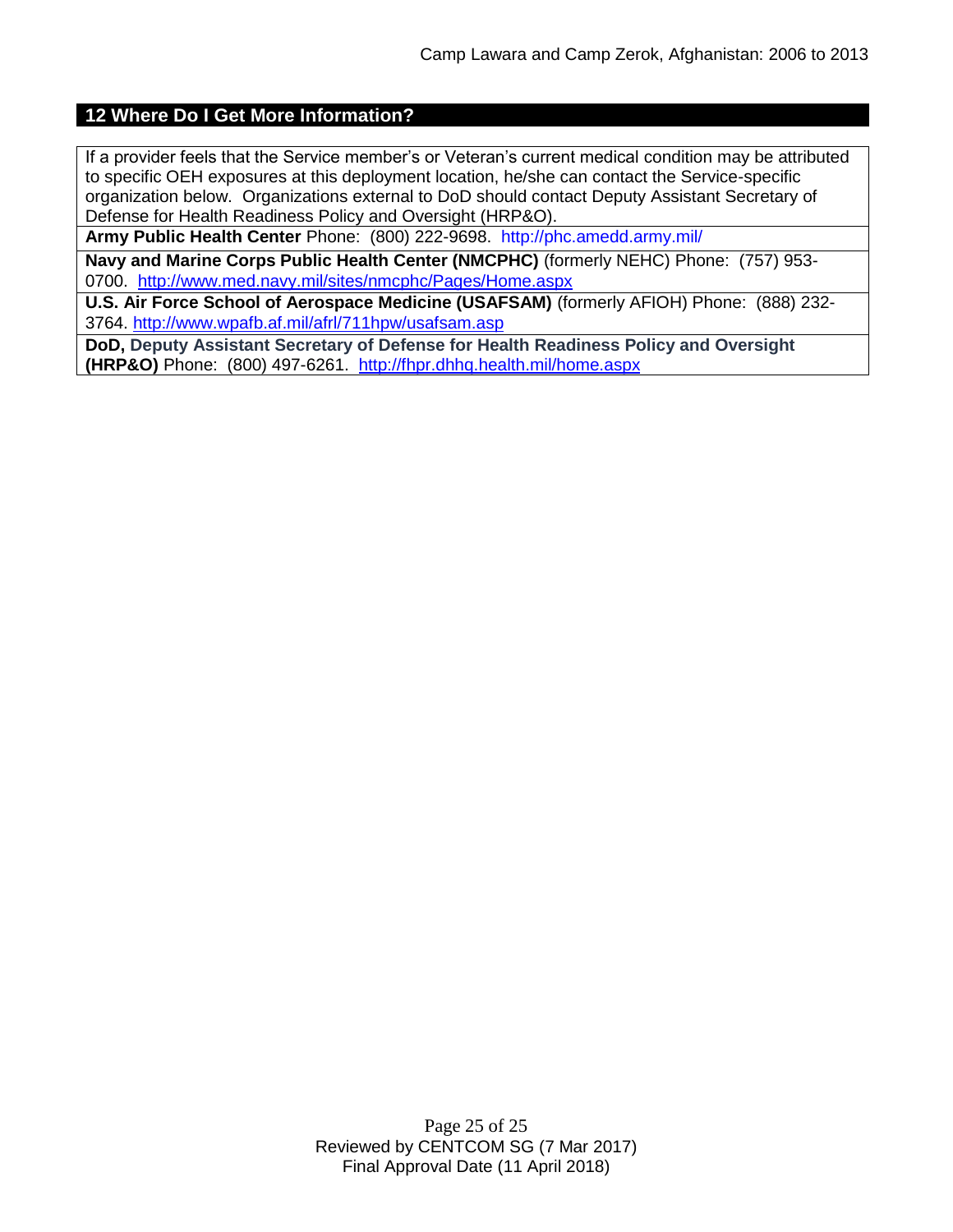## 12 Where Do I Get More Information?

If a provider feels that the Service member's or Veteran's current medical condition may be attributed to specific OEH exposures at this deployment location, he/she can contact the Service-specific organization below. Organizations external to DoD should contact Deputy Assistant Secretary of Defense for Health Readiness Policy and Oversight (HRP&O).

**Army Public Health Center** Phone: (800) 222-9698. http://phc.amedd.army.mil/

**Navy and Marine Corps Public Health Center (NMCPHC)** (formerly NEHC) Phone: (757) 953-0700. http://www.med.navy.mil/sites/nmcphc/Pages/Home.aspx

**U.S. Air Force School of Aerospace Medicine (USAFSAM)** (formerly AFIOH) Phone: (888) 232-3764. http://www.wpafb.af.mil/afrl/711hpw/usafsam.asp

**DoD, Deputy Assistant Secretary of Defense for Health Readiness Policy and Oversight (HRP&O)** Phone: (800) 497-6261. http://fhpr.dhhq.health.mil/home.aspx

Reviewed by CENTCOM SG (7 Mar 2017)
Final Approval Date (11 April 2018)